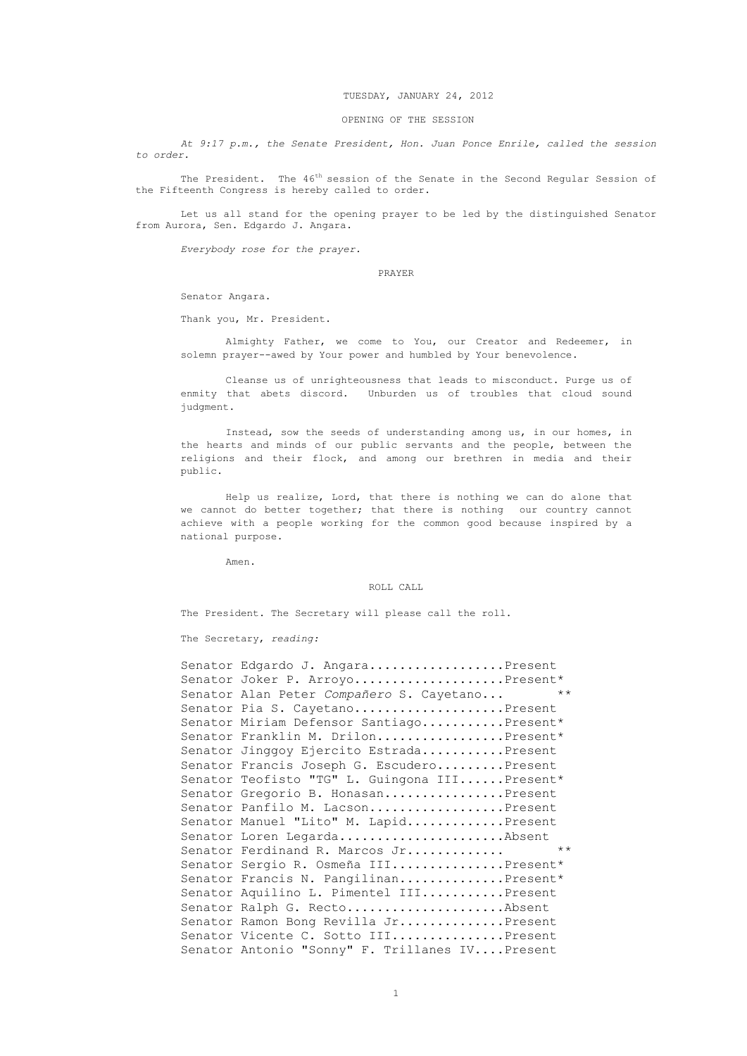TUESDAY, JANUARY 24, 2012

OPENING OF THE SESSION

*At 9:17 p.m., the Senate President, Hon. Juan Ponce Enrile, called the session to order.*

The President. The 46th session of the Senate in the Second Regular Session of the Fifteenth Congress is hereby called to order.

Let us all stand for the opening prayer to be led by the distinguished Senator from Aurora, Sen. Edgardo J. Angara.

*Everybody rose for the prayer.*

PRAYER

Senator Angara.

Thank you, Mr. President.

> Almighty Father, we come to You, our Creator and Redeemer, in solemn prayer--awed by Your power and humbled by Your benevolence.
>
> Cleanse us of unrighteousness that leads to misconduct. Purge us of enmity that abets discord. Unburden us of troubles that cloud sound judgment.
>
> Instead, sow the seeds of understanding among us, in our homes, in the hearts and minds of our public servants and the people, between the religions and their flock, and among our brethren in media and their public.
>
> Help us realize, Lord, that there is nothing we can do alone that we cannot do better together; that there is nothing our country cannot achieve with a people working for the common good because inspired by a national purpose.
>
> Amen.

ROLL CALL

The President. The Secretary will please call the roll.

The Secretary, *reading:*

Senator Edgardo J. Angara..................Present
Senator Joker P. Arroyo....................Present*
Senator Alan Peter *Compañero* S. Cayetano... **
Senator Pia S. Cayetano....................Present
Senator Miriam Defensor Santiago...........Present*
Senator Franklin M. Drilon.................Present*
Senator Jinggoy Ejercito Estrada...........Present
Senator Francis Joseph G. Escudero.........Present
Senator Teofisto "TG" L. Guingona III......Present*
Senator Gregorio B. Honasan................Present
Senator Panfilo M. Lacson..................Present
Senator Manuel "Lito" M. Lapid.............Present
Senator Loren Legarda......................Absent
Senator Ferdinand R. Marcos Jr............. **
Senator Sergio R. Osmeña III...............Present*
Senator Francis N. Pangilinan..............Present*
Senator Aquilino L. Pimentel III...........Present
Senator Ralph G. Recto.....................Absent
Senator Ramon Bong Revilla Jr..............Present
Senator Vicente C. Sotto III...............Present
Senator Antonio "Sonny" F. Trillanes IV....Present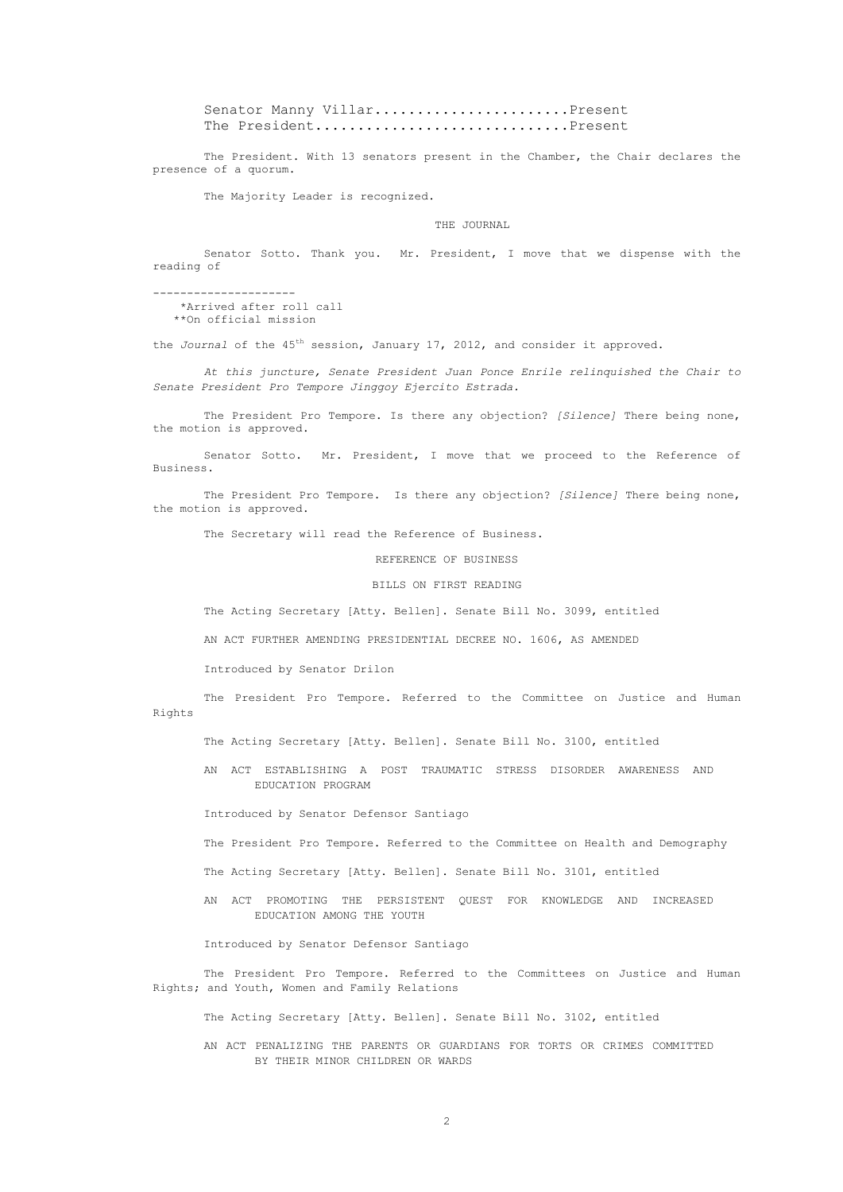Senator Manny Villar.......................Present
The President..............................Present

The President. With 13 senators present in the Chamber, the Chair declares the presence of a quorum.

The Majority Leader is recognized.

THE JOURNAL

Senator Sotto. Thank you. Mr. President, I move that we dispense with the reading of the *Journal* of the 45th session, January 17, 2012, and consider it approved.

---------------------
\*Arrived after roll call
\*\*On official mission

*At this juncture, Senate President Juan Ponce Enrile relinquished the Chair to Senate President Pro Tempore Jinggoy Ejercito Estrada.*

The President Pro Tempore. Is there any objection? *[Silence]* There being none, the motion is approved.

Senator Sotto. Mr. President, I move that we proceed to the Reference of Business.

The President Pro Tempore. Is there any objection? *[Silence]* There being none, the motion is approved.

The Secretary will read the Reference of Business.

REFERENCE OF BUSINESS

BILLS ON FIRST READING

The Acting Secretary [Atty. Bellen]. Senate Bill No. 3099, entitled

AN ACT FURTHER AMENDING PRESIDENTIAL DECREE NO. 1606, AS AMENDED

Introduced by Senator Drilon

The President Pro Tempore. Referred to the Committee on Justice and Human Rights

The Acting Secretary [Atty. Bellen]. Senate Bill No. 3100, entitled

AN ACT ESTABLISHING A POST TRAUMATIC STRESS DISORDER AWARENESS AND EDUCATION PROGRAM

Introduced by Senator Defensor Santiago

The President Pro Tempore. Referred to the Committee on Health and Demography

The Acting Secretary [Atty. Bellen]. Senate Bill No. 3101, entitled

AN ACT PROMOTING THE PERSISTENT QUEST FOR KNOWLEDGE AND INCREASED EDUCATION AMONG THE YOUTH

Introduced by Senator Defensor Santiago

The President Pro Tempore. Referred to the Committees on Justice and Human Rights; and Youth, Women and Family Relations

The Acting Secretary [Atty. Bellen]. Senate Bill No. 3102, entitled

AN ACT PENALIZING THE PARENTS OR GUARDIANS FOR TORTS OR CRIMES COMMITTED BY THEIR MINOR CHILDREN OR WARDS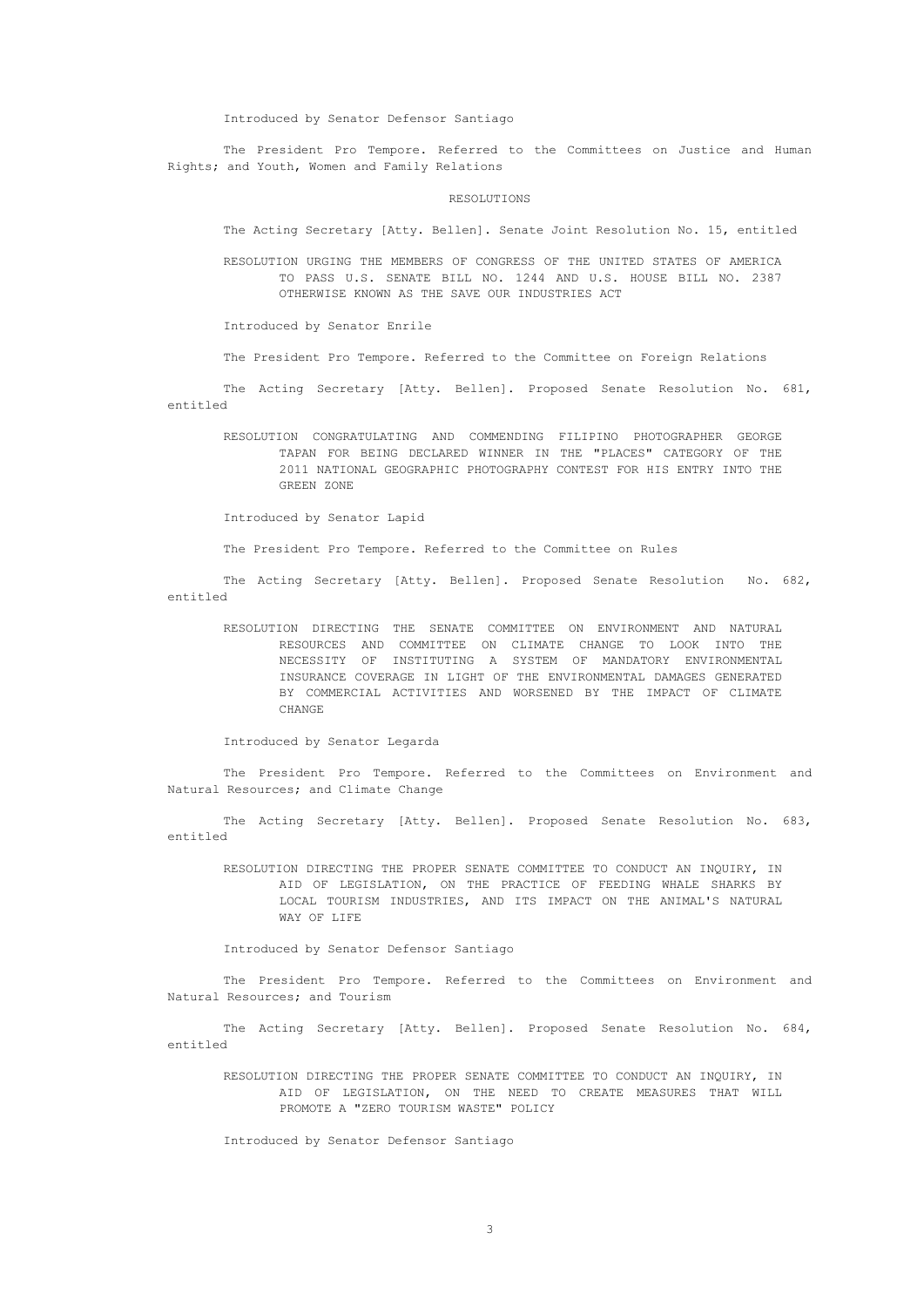Introduced by Senator Defensor Santiago

The President Pro Tempore. Referred to the Committees on Justice and Human Rights; and Youth, Women and Family Relations

RESOLUTIONS

The Acting Secretary [Atty. Bellen]. Senate Joint Resolution No. 15, entitled

RESOLUTION URGING THE MEMBERS OF CONGRESS OF THE UNITED STATES OF AMERICA TO PASS U.S. SENATE BILL NO. 1244 AND U.S. HOUSE BILL NO. 2387 OTHERWISE KNOWN AS THE SAVE OUR INDUSTRIES ACT

Introduced by Senator Enrile

The President Pro Tempore. Referred to the Committee on Foreign Relations

The Acting Secretary [Atty. Bellen]. Proposed Senate Resolution No. 681, entitled

RESOLUTION CONGRATULATING AND COMMENDING FILIPINO PHOTOGRAPHER GEORGE TAPAN FOR BEING DECLARED WINNER IN THE "PLACES" CATEGORY OF THE 2011 NATIONAL GEOGRAPHIC PHOTOGRAPHY CONTEST FOR HIS ENTRY INTO THE GREEN ZONE

Introduced by Senator Lapid

The President Pro Tempore. Referred to the Committee on Rules

The Acting Secretary [Atty. Bellen]. Proposed Senate Resolution No. 682, entitled

RESOLUTION DIRECTING THE SENATE COMMITTEE ON ENVIRONMENT AND NATURAL RESOURCES AND COMMITTEE ON CLIMATE CHANGE TO LOOK INTO THE NECESSITY OF INSTITUTING A SYSTEM OF MANDATORY ENVIRONMENTAL INSURANCE COVERAGE IN LIGHT OF THE ENVIRONMENTAL DAMAGES GENERATED BY COMMERCIAL ACTIVITIES AND WORSENED BY THE IMPACT OF CLIMATE CHANGE

Introduced by Senator Legarda

The President Pro Tempore. Referred to the Committees on Environment and Natural Resources; and Climate Change

The Acting Secretary [Atty. Bellen]. Proposed Senate Resolution No. 683, entitled

RESOLUTION DIRECTING THE PROPER SENATE COMMITTEE TO CONDUCT AN INQUIRY, IN AID OF LEGISLATION, ON THE PRACTICE OF FEEDING WHALE SHARKS BY LOCAL TOURISM INDUSTRIES, AND ITS IMPACT ON THE ANIMAL'S NATURAL WAY OF LIFE

Introduced by Senator Defensor Santiago

The President Pro Tempore. Referred to the Committees on Environment and Natural Resources; and Tourism

The Acting Secretary [Atty. Bellen]. Proposed Senate Resolution No. 684, entitled

RESOLUTION DIRECTING THE PROPER SENATE COMMITTEE TO CONDUCT AN INQUIRY, IN AID OF LEGISLATION, ON THE NEED TO CREATE MEASURES THAT WILL PROMOTE A "ZERO TOURISM WASTE" POLICY

Introduced by Senator Defensor Santiago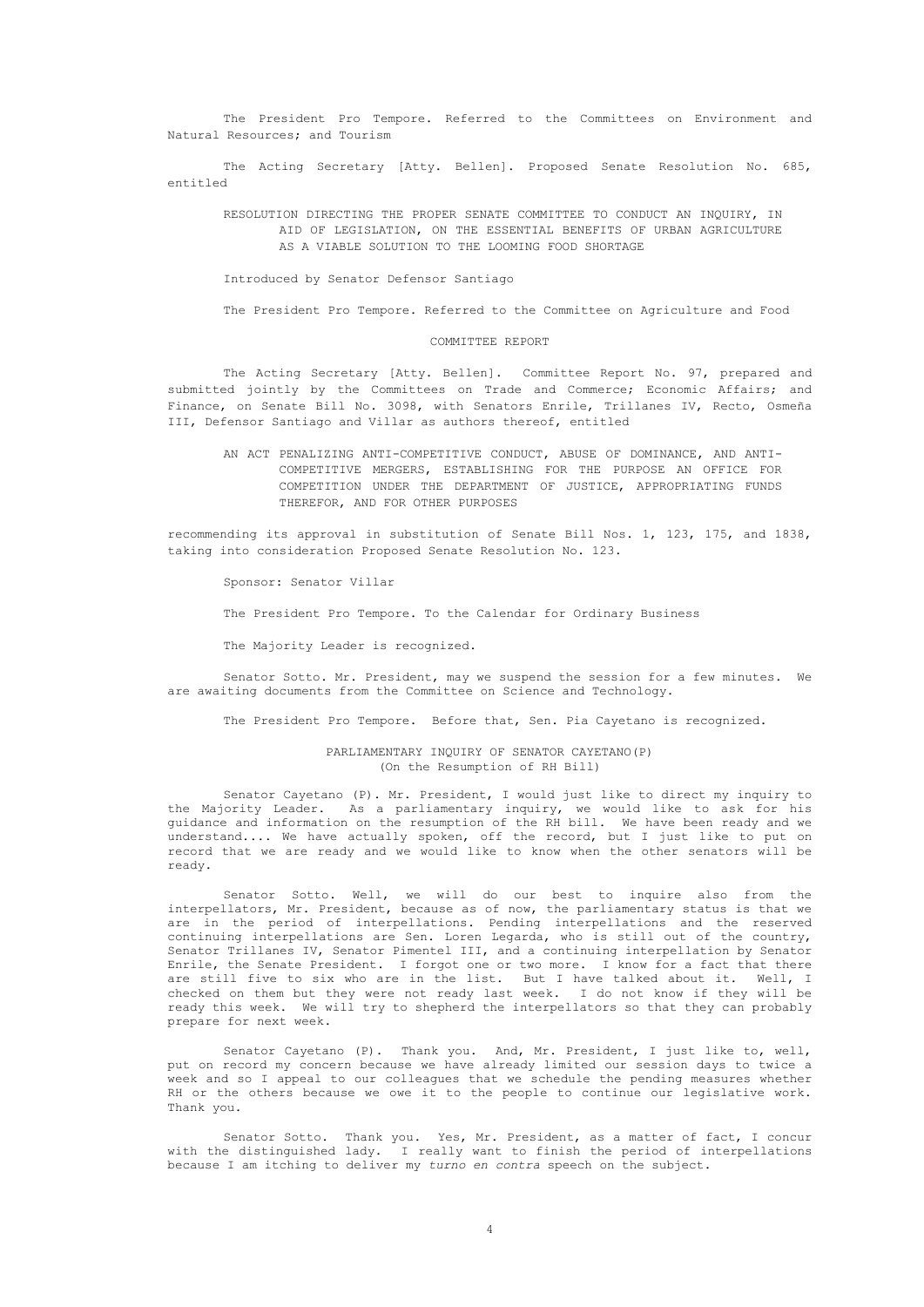The President Pro Tempore. Referred to the Committees on Environment and Natural Resources; and Tourism

The Acting Secretary [Atty. Bellen]. Proposed Senate Resolution No. 685, entitled

> RESOLUTION DIRECTING THE PROPER SENATE COMMITTEE TO CONDUCT AN INQUIRY, IN AID OF LEGISLATION, ON THE ESSENTIAL BENEFITS OF URBAN AGRICULTURE AS A VIABLE SOLUTION TO THE LOOMING FOOD SHORTAGE

Introduced by Senator Defensor Santiago

The President Pro Tempore. Referred to the Committee on Agriculture and Food

## COMMITTEE REPORT

The Acting Secretary [Atty. Bellen]. Committee Report No. 97, prepared and submitted jointly by the Committees on Trade and Commerce; Economic Affairs; and Finance, on Senate Bill No. 3098, with Senators Enrile, Trillanes IV, Recto, Osmeña III, Defensor Santiago and Villar as authors thereof, entitled

> AN ACT PENALIZING ANTI-COMPETITIVE CONDUCT, ABUSE OF DOMINANCE, AND ANTI-COMPETITIVE MERGERS, ESTABLISHING FOR THE PURPOSE AN OFFICE FOR COMPETITION UNDER THE DEPARTMENT OF JUSTICE, APPROPRIATING FUNDS THEREFOR, AND FOR OTHER PURPOSES

recommending its approval in substitution of Senate Bill Nos. 1, 123, 175, and 1838, taking into consideration Proposed Senate Resolution No. 123.

Sponsor: Senator Villar

The President Pro Tempore. To the Calendar for Ordinary Business

The Majority Leader is recognized.

Senator Sotto. Mr. President, may we suspend the session for a few minutes. We are awaiting documents from the Committee on Science and Technology.

The President Pro Tempore. Before that, Sen. Pia Cayetano is recognized.

## PARLIAMENTARY INQUIRY OF SENATOR CAYETANO(P)
### (On the Resumption of RH Bill)

Senator Cayetano (P). Mr. President, I would just like to direct my inquiry to the Majority Leader. As a parliamentary inquiry, we would like to ask for his guidance and information on the resumption of the RH bill. We have been ready and we understand.... We have actually spoken, off the record, but I just like to put on record that we are ready and we would like to know when the other senators will be ready.

Senator Sotto. Well, we will do our best to inquire also from the interpellators, Mr. President, because as of now, the parliamentary status is that we are in the period of interpellations. Pending interpellations and the reserved continuing interpellations are Sen. Loren Legarda, who is still out of the country, Senator Trillanes IV, Senator Pimentel III, and a continuing interpellation by Senator Enrile, the Senate President. I forgot one or two more. I know for a fact that there are still five to six who are in the list. But I have talked about it. Well, I checked on them but they were not ready last week. I do not know if they will be ready this week. We will try to shepherd the interpellators so that they can probably prepare for next week.

Senator Cayetano (P). Thank you. And, Mr. President, I just like to, well, put on record my concern because we have already limited our session days to twice a week and so I appeal to our colleagues that we schedule the pending measures whether RH or the others because we owe it to the people to continue our legislative work. Thank you.

Senator Sotto. Thank you. Yes, Mr. President, as a matter of fact, I concur with the distinguished lady. I really want to finish the period of interpellations because I am itching to deliver my *turno en contra* speech on the subject.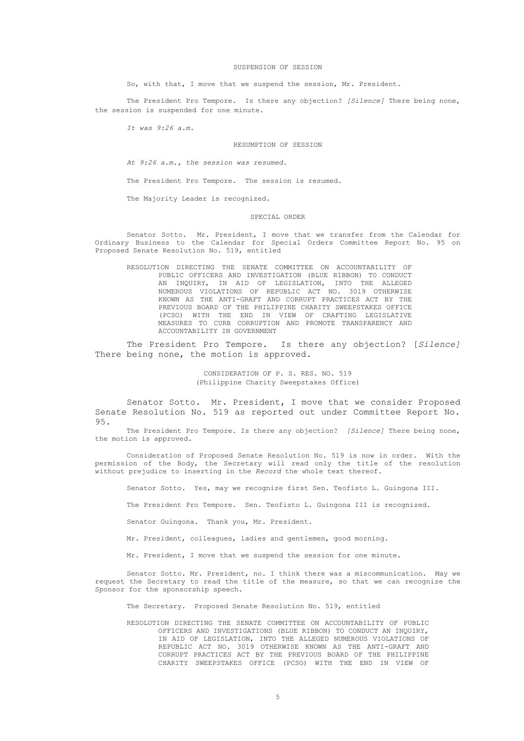## SUSPENSION OF SESSION

So, with that, I move that we suspend the session, Mr. President.

The President Pro Tempore. Is there any objection? *[Silence]* There being none, the session is suspended for one minute.

*It was 9:26 a.m.*

## RESUMPTION OF SESSION

*At 9:26 a.m., the session was resumed.*

The President Pro Tempore. The session is resumed.

The Majority Leader is recognized.

## SPECIAL ORDER

Senator Sotto. Mr. President, I move that we transfer from the Calendar for Ordinary Business to the Calendar for Special Orders Committee Report No. 95 on Proposed Senate Resolution No. 519, entitled

> RESOLUTION DIRECTING THE SENATE COMMITTEE ON ACCOUNTABILITY OF PUBLIC OFFICERS AND INVESTIGATION (BLUE RIBBON) TO CONDUCT AN INQUIRY, IN AID OF LEGISLATION, INTO THE ALLEGED NUMEROUS VIOLATIONS OF REPUBLIC ACT NO. 3019 OTHERWISE KNOWN AS THE ANTI-GRAFT AND CORRUPT PRACTICES ACT BY THE PREVIOUS BOARD OF THE PHILIPPINE CHARITY SWEEPSTAKES OFFICE (PCSO) WITH THE END IN VIEW OF CRAFTING LEGISLATIVE MEASURES TO CURB CORRUPTION AND PROMOTE TRANSPARENCY AND ACCOUNTABILITY IN GOVERNMENT

The President Pro Tempore. Is there any objection? [*Silence*] There being none, the motion is approved.

## CONSIDERATION OF P. S. RES. NO. 519
(Philippine Charity Sweepstakes Office)

Senator Sotto. Mr. President, I move that we consider Proposed Senate Resolution No. 519 as reported out under Committee Report No. 95.

The President Pro Tempore. Is there any objection? *[Silence]* There being none, the motion is approved.

Consideration of Proposed Senate Resolution No. 519 is now in order. With the permission of the Body, the Secretary will read only the title of the resolution without prejudice to inserting in the *Record* the whole text thereof.

Senator Sotto. Yes, may we recognize first Sen. Teofisto L. Guingona III.

The President Pro Tempore. Sen. Teofisto L. Guingona III is recognized.

Senator Guingona. Thank you, Mr. President.

Mr. President, colleagues, ladies and gentlemen, good morning.

Mr. President, I move that we suspend the session for one minute.

Senator Sotto. Mr. President, no. I think there was a miscommunication. May we request the Secretary to read the title of the measure, so that we can recognize the Sponsor for the sponsorship speech.

The Secretary. Proposed Senate Resolution No. 519, entitled

> RESOLUTION DIRECTING THE SENATE COMMITTEE ON ACCOUNTABILITY OF PUBLIC OFFICERS AND INVESTIGATIONS (BLUE RIBBON) TO CONDUCT AN INQUIRY, IN AID OF LEGISLATION, INTO THE ALLEGED NUMEROUS VIOLATIONS OF REPUBLIC ACT NO. 3019 OTHERWISE KNOWN AS THE ANTI-GRAFT AND CORRUPT PRACTICES ACT BY THE PREVIOUS BOARD OF THE PHILIPPINE CHARITY SWEEPSTAKES OFFICE (PCSO) WITH THE END IN VIEW OF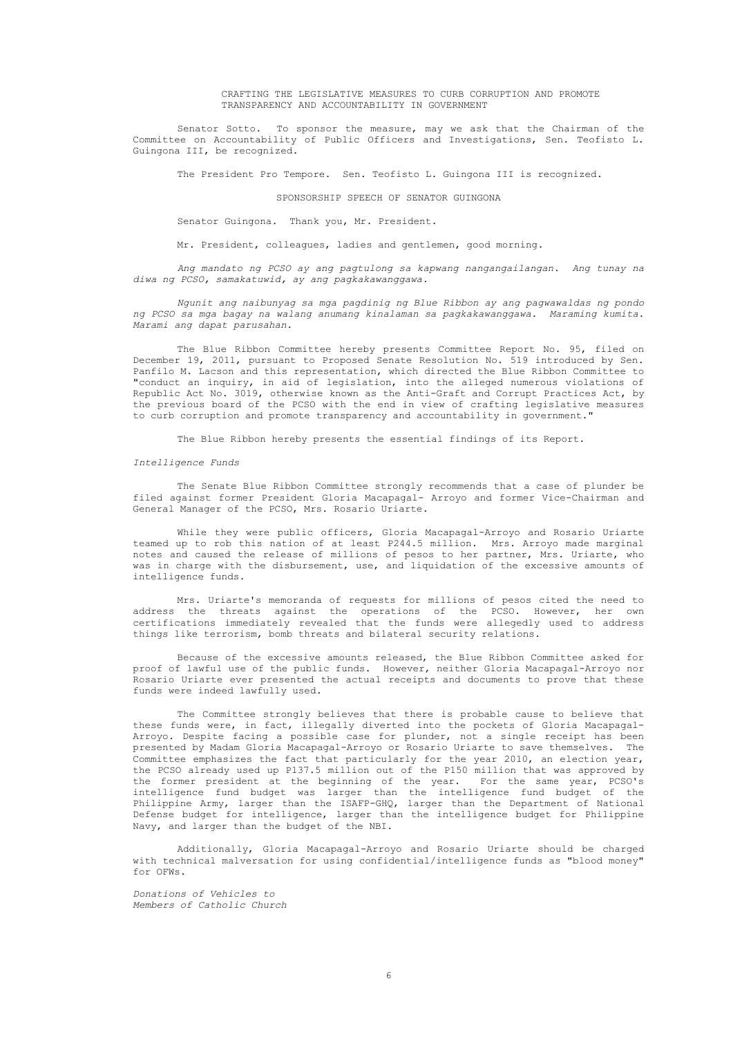## CRAFTING THE LEGISLATIVE MEASURES TO CURB CORRUPTION AND PROMOTE TRANSPARENCY AND ACCOUNTABILITY IN GOVERNMENT

Senator Sotto. To sponsor the measure, may we ask that the Chairman of the Committee on Accountability of Public Officers and Investigations, Sen. Teofisto L. Guingona III, be recognized.

The President Pro Tempore. Sen. Teofisto L. Guingona III is recognized.

### SPONSORSHIP SPEECH OF SENATOR GUINGONA

Senator Guingona. Thank you, Mr. President.

Mr. President, colleagues, ladies and gentlemen, good morning.

*Ang mandato ng PCSO ay ang pagtulong sa kapwang nangangailangan. Ang tunay na diwa ng PCSO, samakatuwid, ay ang pagkakawanggawa.*

*Ngunit ang naibunyag sa mga pagdinig ng Blue Ribbon ay ang pagwawaldas ng pondo ng PCSO sa mga bagay na walang anumang kinalaman sa pagkakawanggawa. Maraming kumita. Marami ang dapat parusahan.*

The Blue Ribbon Committee hereby presents Committee Report No. 95, filed on December 19, 2011, pursuant to Proposed Senate Resolution No. 519 introduced by Sen. Panfilo M. Lacson and this representation, which directed the Blue Ribbon Committee to "conduct an inquiry, in aid of legislation, into the alleged numerous violations of Republic Act No. 3019, otherwise known as the Anti-Graft and Corrupt Practices Act, by the previous board of the PCSO with the end in view of crafting legislative measures to curb corruption and promote transparency and accountability in government."

The Blue Ribbon hereby presents the essential findings of its Report.

*Intelligence Funds*

The Senate Blue Ribbon Committee strongly recommends that a case of plunder be filed against former President Gloria Macapagal- Arroyo and former Vice-Chairman and General Manager of the PCSO, Mrs. Rosario Uriarte.

While they were public officers, Gloria Macapagal-Arroyo and Rosario Uriarte teamed up to rob this nation of at least P244.5 million. Mrs. Arroyo made marginal notes and caused the release of millions of pesos to her partner, Mrs. Uriarte, who was in charge with the disbursement, use, and liquidation of the excessive amounts of intelligence funds.

Mrs. Uriarte's memoranda of requests for millions of pesos cited the need to address the threats against the operations of the PCSO. However, her own certifications immediately revealed that the funds were allegedly used to address things like terrorism, bomb threats and bilateral security relations.

Because of the excessive amounts released, the Blue Ribbon Committee asked for proof of lawful use of the public funds. However, neither Gloria Macapagal-Arroyo nor Rosario Uriarte ever presented the actual receipts and documents to prove that these funds were indeed lawfully used.

The Committee strongly believes that there is probable cause to believe that these funds were, in fact, illegally diverted into the pockets of Gloria Macapagal-Arroyo. Despite facing a possible case for plunder, not a single receipt has been presented by Madam Gloria Macapagal-Arroyo or Rosario Uriarte to save themselves. The Committee emphasizes the fact that particularly for the year 2010, an election year, the PCSO already used up P137.5 million out of the P150 million that was approved by the former president at the beginning of the year. For the same year, PCSO's intelligence fund budget was larger than the intelligence fund budget of the Philippine Army, larger than the ISAFP-GHQ, larger than the Department of National Defense budget for intelligence, larger than the intelligence budget for Philippine Navy, and larger than the budget of the NBI.

Additionally, Gloria Macapagal-Arroyo and Rosario Uriarte should be charged with technical malversation for using confidential/intelligence funds as "blood money" for OFWs.

*Donations of Vehicles to Members of Catholic Church*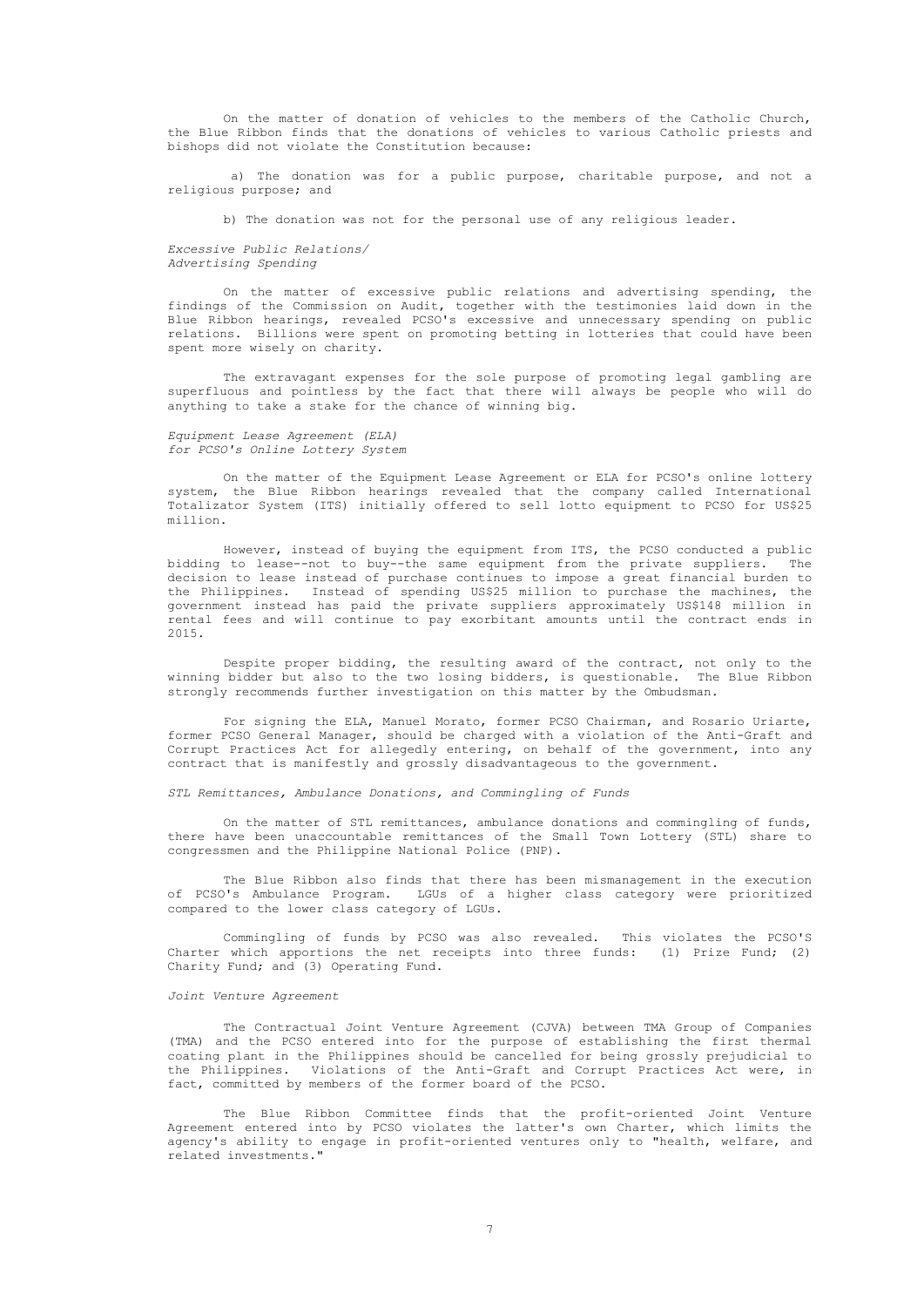On the matter of donation of vehicles to the members of the Catholic Church, the Blue Ribbon finds that the donations of vehicles to various Catholic priests and bishops did not violate the Constitution because:

a) The donation was for a public purpose, charitable purpose, and not a religious purpose; and

b) The donation was not for the personal use of any religious leader.

*Excessive Public Relations/*
*Advertising Spending*

On the matter of excessive public relations and advertising spending, the findings of the Commission on Audit, together with the testimonies laid down in the Blue Ribbon hearings, revealed PCSO's excessive and unnecessary spending on public relations. Billions were spent on promoting betting in lotteries that could have been spent more wisely on charity.

The extravagant expenses for the sole purpose of promoting legal gambling are superfluous and pointless by the fact that there will always be people who will do anything to take a stake for the chance of winning big.

*Equipment Lease Agreement (ELA)*
*for PCSO's Online Lottery System*

On the matter of the Equipment Lease Agreement or ELA for PCSO's online lottery system, the Blue Ribbon hearings revealed that the company called International Totalizator System (ITS) initially offered to sell lotto equipment to PCSO for US$25 million.

However, instead of buying the equipment from ITS, the PCSO conducted a public bidding to lease--not to buy--the same equipment from the private suppliers. The decision to lease instead of purchase continues to impose a great financial burden to the Philippines. Instead of spending US$25 million to purchase the machines, the government instead has paid the private suppliers approximately US$148 million in rental fees and will continue to pay exorbitant amounts until the contract ends in 2015.

Despite proper bidding, the resulting award of the contract, not only to the winning bidder but also to the two losing bidders, is questionable. The Blue Ribbon strongly recommends further investigation on this matter by the Ombudsman.

For signing the ELA, Manuel Morato, former PCSO Chairman, and Rosario Uriarte, former PCSO General Manager, should be charged with a violation of the Anti-Graft and Corrupt Practices Act for allegedly entering, on behalf of the government, into any contract that is manifestly and grossly disadvantageous to the government.

*STL Remittances, Ambulance Donations, and Commingling of Funds*

On the matter of STL remittances, ambulance donations and commingling of funds, there have been unaccountable remittances of the Small Town Lottery (STL) share to congressmen and the Philippine National Police (PNP).

The Blue Ribbon also finds that there has been mismanagement in the execution of PCSO's Ambulance Program. LGUs of a higher class category were prioritized compared to the lower class category of LGUs.

Commingling of funds by PCSO was also revealed. This violates the PCSO'S Charter which apportions the net receipts into three funds: (1) Prize Fund; (2) Charity Fund; and (3) Operating Fund.

*Joint Venture Agreement*

The Contractual Joint Venture Agreement (CJVA) between TMA Group of Companies (TMA) and the PCSO entered into for the purpose of establishing the first thermal coating plant in the Philippines should be cancelled for being grossly prejudicial to the Philippines. Violations of the Anti-Graft and Corrupt Practices Act were, in fact, committed by members of the former board of the PCSO.

The Blue Ribbon Committee finds that the profit-oriented Joint Venture Agreement entered into by PCSO violates the latter's own Charter, which limits the agency's ability to engage in profit-oriented ventures only to "health, welfare, and related investments."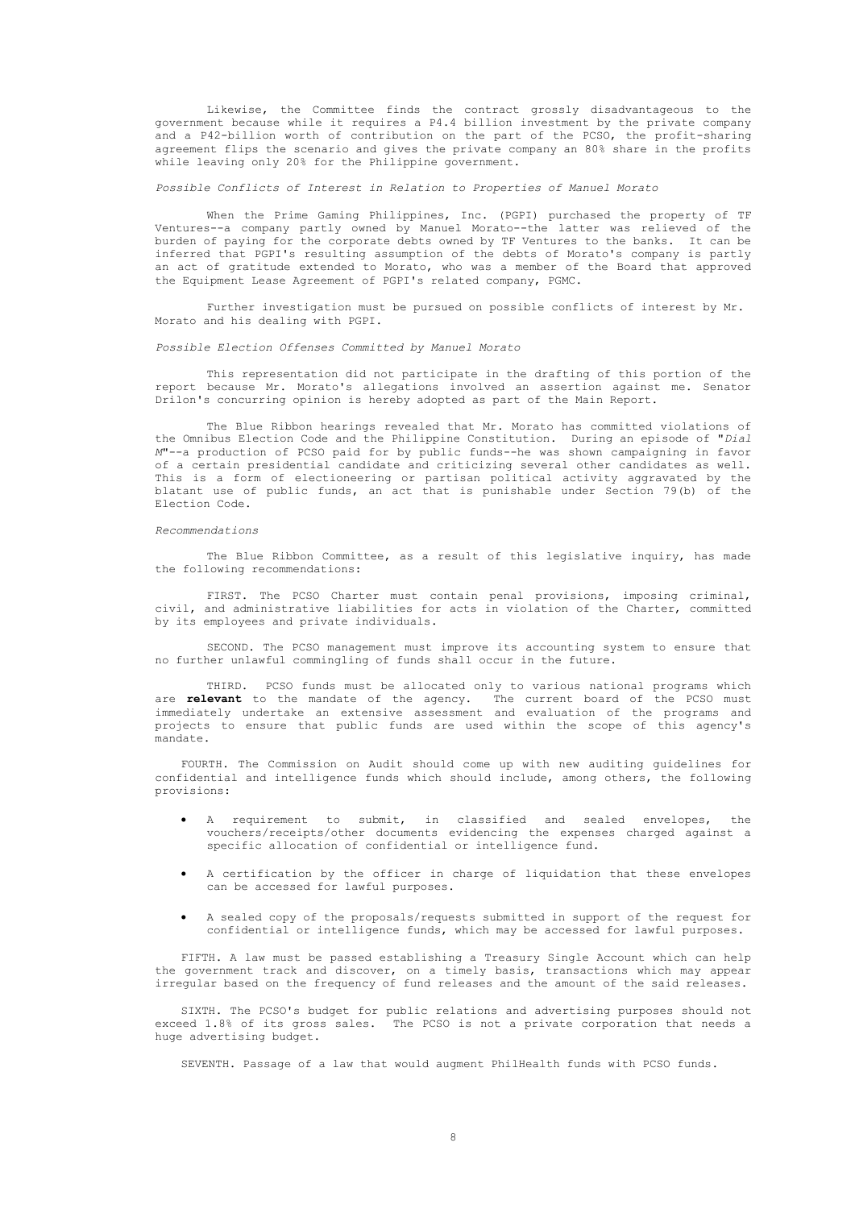Likewise, the Committee finds the contract grossly disadvantageous to the government because while it requires a P4.4 billion investment by the private company and a P42-billion worth of contribution on the part of the PCSO, the profit-sharing agreement flips the scenario and gives the private company an 80% share in the profits while leaving only 20% for the Philippine government.

*Possible Conflicts of Interest in Relation to Properties of Manuel Morato*

When the Prime Gaming Philippines, Inc. (PGPI) purchased the property of TF Ventures--a company partly owned by Manuel Morato--the latter was relieved of the burden of paying for the corporate debts owned by TF Ventures to the banks. It can be inferred that PGPI's resulting assumption of the debts of Morato's company is partly an act of gratitude extended to Morato, who was a member of the Board that approved the Equipment Lease Agreement of PGPI's related company, PGMC.

Further investigation must be pursued on possible conflicts of interest by Mr. Morato and his dealing with PGPI.

*Possible Election Offenses Committed by Manuel Morato*

This representation did not participate in the drafting of this portion of the report because Mr. Morato's allegations involved an assertion against me. Senator Drilon's concurring opinion is hereby adopted as part of the Main Report.

The Blue Ribbon hearings revealed that Mr. Morato has committed violations of the Omnibus Election Code and the Philippine Constitution. During an episode of "*Dial M*"--a production of PCSO paid for by public funds--he was shown campaigning in favor of a certain presidential candidate and criticizing several other candidates as well. This is a form of electioneering or partisan political activity aggravated by the blatant use of public funds, an act that is punishable under Section 79(b) of the Election Code.

*Recommendations*

The Blue Ribbon Committee, as a result of this legislative inquiry, has made the following recommendations:

FIRST. The PCSO Charter must contain penal provisions, imposing criminal, civil, and administrative liabilities for acts in violation of the Charter, committed by its employees and private individuals.

SECOND. The PCSO management must improve its accounting system to ensure that no further unlawful commingling of funds shall occur in the future.

THIRD. PCSO funds must be allocated only to various national programs which are **relevant** to the mandate of the agency. The current board of the PCSO must immediately undertake an extensive assessment and evaluation of the programs and projects to ensure that public funds are used within the scope of this agency's mandate.

FOURTH. The Commission on Audit should come up with new auditing guidelines for confidential and intelligence funds which should include, among others, the following provisions:

- A requirement to submit, in classified and sealed envelopes, the vouchers/receipts/other documents evidencing the expenses charged against a specific allocation of confidential or intelligence fund.
- A certification by the officer in charge of liquidation that these envelopes can be accessed for lawful purposes.
- A sealed copy of the proposals/requests submitted in support of the request for confidential or intelligence funds, which may be accessed for lawful purposes.

FIFTH. A law must be passed establishing a Treasury Single Account which can help the government track and discover, on a timely basis, transactions which may appear irregular based on the frequency of fund releases and the amount of the said releases.

SIXTH. The PCSO's budget for public relations and advertising purposes should not exceed 1.8% of its gross sales. The PCSO is not a private corporation that needs a huge advertising budget.

SEVENTH. Passage of a law that would augment PhilHealth funds with PCSO funds.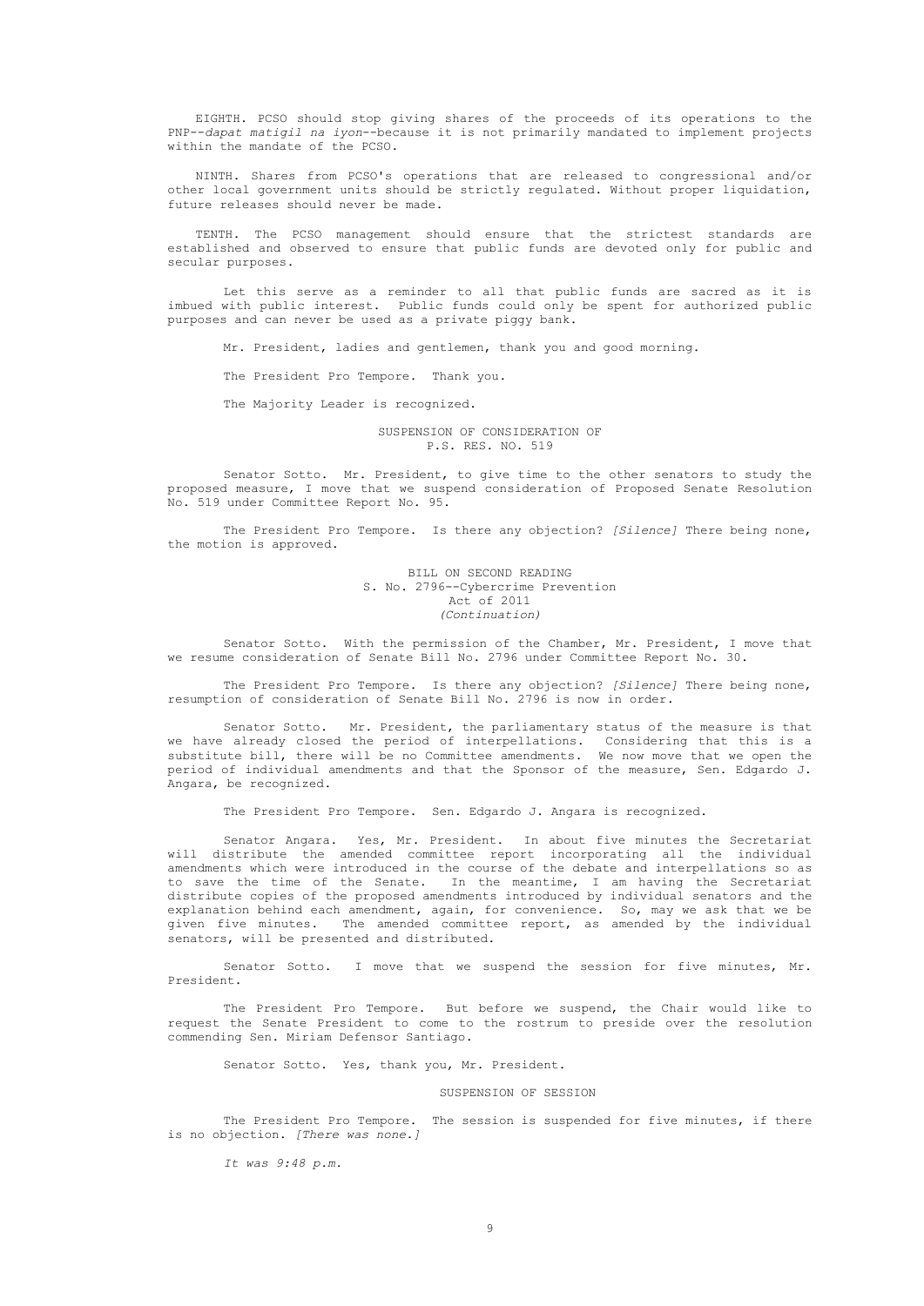EIGHTH. PCSO should stop giving shares of the proceeds of its operations to the PNP--*dapat matigil na iyon*--because it is not primarily mandated to implement projects within the mandate of the PCSO.

NINTH. Shares from PCSO's operations that are released to congressional and/or other local government units should be strictly regulated. Without proper liquidation, future releases should never be made.

TENTH. The PCSO management should ensure that the strictest standards are established and observed to ensure that public funds are devoted only for public and secular purposes.

Let this serve as a reminder to all that public funds are sacred as it is imbued with public interest. Public funds could only be spent for authorized public purposes and can never be used as a private piggy bank.

Mr. President, ladies and gentlemen, thank you and good morning.

The President Pro Tempore. Thank you.

The Majority Leader is recognized.

SUSPENSION OF CONSIDERATION OF
P.S. RES. NO. 519

Senator Sotto. Mr. President, to give time to the other senators to study the proposed measure, I move that we suspend consideration of Proposed Senate Resolution No. 519 under Committee Report No. 95.

The President Pro Tempore. Is there any objection? *[Silence]* There being none, the motion is approved.

BILL ON SECOND READING
S. No. 2796--Cybercrime Prevention
Act of 2011
*(Continuation)*

Senator Sotto. With the permission of the Chamber, Mr. President, I move that we resume consideration of Senate Bill No. 2796 under Committee Report No. 30.

The President Pro Tempore. Is there any objection? *[Silence]* There being none, resumption of consideration of Senate Bill No. 2796 is now in order.

Senator Sotto. Mr. President, the parliamentary status of the measure is that we have already closed the period of interpellations. Considering that this is a substitute bill, there will be no Committee amendments. We now move that we open the period of individual amendments and that the Sponsor of the measure, Sen. Edgardo J. Angara, be recognized.

The President Pro Tempore. Sen. Edgardo J. Angara is recognized.

Senator Angara. Yes, Mr. President. In about five minutes the Secretariat will distribute the amended committee report incorporating all the individual amendments which were introduced in the course of the debate and interpellations so as to save the time of the Senate. In the meantime, I am having the Secretariat distribute copies of the proposed amendments introduced by individual senators and the explanation behind each amendment, again, for convenience. So, may we ask that we be given five minutes. The amended committee report, as amended by the individual senators, will be presented and distributed.

Senator Sotto. I move that we suspend the session for five minutes, Mr. President.

The President Pro Tempore. But before we suspend, the Chair would like to request the Senate President to come to the rostrum to preside over the resolution commending Sen. Miriam Defensor Santiago.

Senator Sotto. Yes, thank you, Mr. President.

SUSPENSION OF SESSION

The President Pro Tempore. The session is suspended for five minutes, if there is no objection. *[There was none.]*

*It was 9:48 p.m.*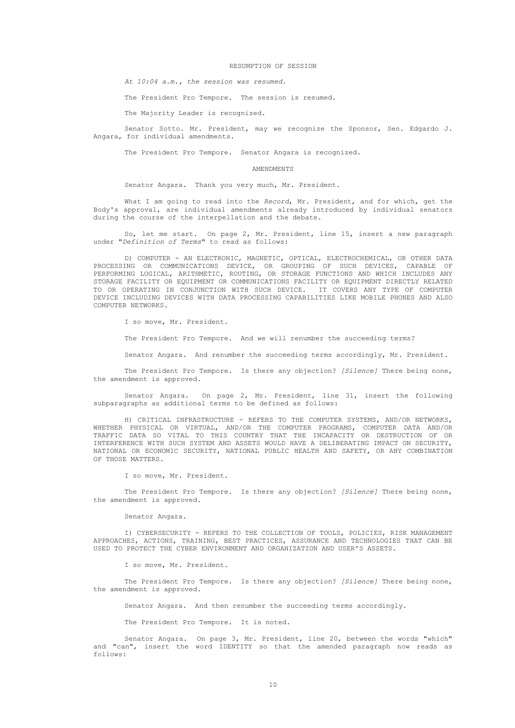## RESUMPTION OF SESSION

*At 10:04 a.m., the session was resumed.*

The President Pro Tempore. The session is resumed.

The Majority Leader is recognized.

Senator Sotto. Mr. President, may we recognize the Sponsor, Sen. Edgardo J. Angara, for individual amendments.

The President Pro Tempore. Senator Angara is recognized.

## AMENDMENTS

Senator Angara. Thank you very much, Mr. President.

What I am going to read into the *Record*, Mr. President, and for which, get the Body's approval, are individual amendments already introduced by individual senators during the course of the interpellation and the debate.

So, let me start. On page 2, Mr. President, line 15, insert a new paragraph under "*Definition of Terms*" to read as follows:

D) COMPUTER - AN ELECTRONIC, MAGNETIC, OPTICAL, ELECTROCHEMICAL, OR OTHER DATA PROCESSING OR COMMUNICATIONS DEVICE, OR GROUPING OF SUCH DEVICES, CAPABLE OF PERFORMING LOGICAL, ARITHMETIC, ROUTING, OR STORAGE FUNCTIONS AND WHICH INCLUDES ANY STORAGE FACILITY OR EQUIPMENT OR COMMUNICATIONS FACILITY OR EQUIPMENT DIRECTLY RELATED TO OR OPERATING IN CONJUNCTION WITH SUCH DEVICE. IT COVERS ANY TYPE OF COMPUTER DEVICE INCLUDING DEVICES WITH DATA PROCESSING CAPABILITIES LIKE MOBILE PHONES AND ALSO COMPUTER NETWORKS.

I so move, Mr. President.

The President Pro Tempore. And we will renumber the succeeding terms?

Senator Angara. And renumber the succeeding terms accordingly, Mr. President.

The President Pro Tempore. Is there any objection? *[Silence]* There being none, the amendment is approved.

Senator Angara. On page 2, Mr. President, line 31, insert the following subparagraphs as additional terms to be defined as follows:

H) CRITICAL INFRASTRUCTURE - REFERS TO THE COMPUTER SYSTEMS, AND/OR NETWORKS, WHETHER PHYSICAL OR VIRTUAL, AND/OR THE COMPUTER PROGRAMS, COMPUTER DATA AND/OR TRAFFIC DATA SO VITAL TO THIS COUNTRY THAT THE INCAPACITY OR DESTRUCTION OF OR INTERFERENCE WITH SUCH SYSTEM AND ASSETS WOULD HAVE A DELIBERATING IMPACT ON SECURITY, NATIONAL OR ECONOMIC SECURITY, NATIONAL PUBLIC HEALTH AND SAFETY, OR ANY COMBINATION OF THOSE MATTERS.

I so move, Mr. President.

The President Pro Tempore. Is there any objection? *[Silence]* There being none, the amendment is approved.

Senator Angara.

I) CYBERSECURITY - REFERS TO THE COLLECTION OF TOOLS, POLICIES, RISK MANAGEMENT APPROACHES, ACTIONS, TRAINING, BEST PRACTICES, ASSURANCE AND TECHNOLOGIES THAT CAN BE USED TO PROTECT THE CYBER ENVIRONMENT AND ORGANIZATION AND USER'S ASSETS.

I so move, Mr. President.

The President Pro Tempore. Is there any objection? *[Silence]* There being none, the amendment is approved.

Senator Angara. And then renumber the succeeding terms accordingly.

The President Pro Tempore. It is noted.

Senator Angara. On page 3, Mr. President, line 20, between the words "which" and "can", insert the word IDENTITY so that the amended paragraph now reads as follows: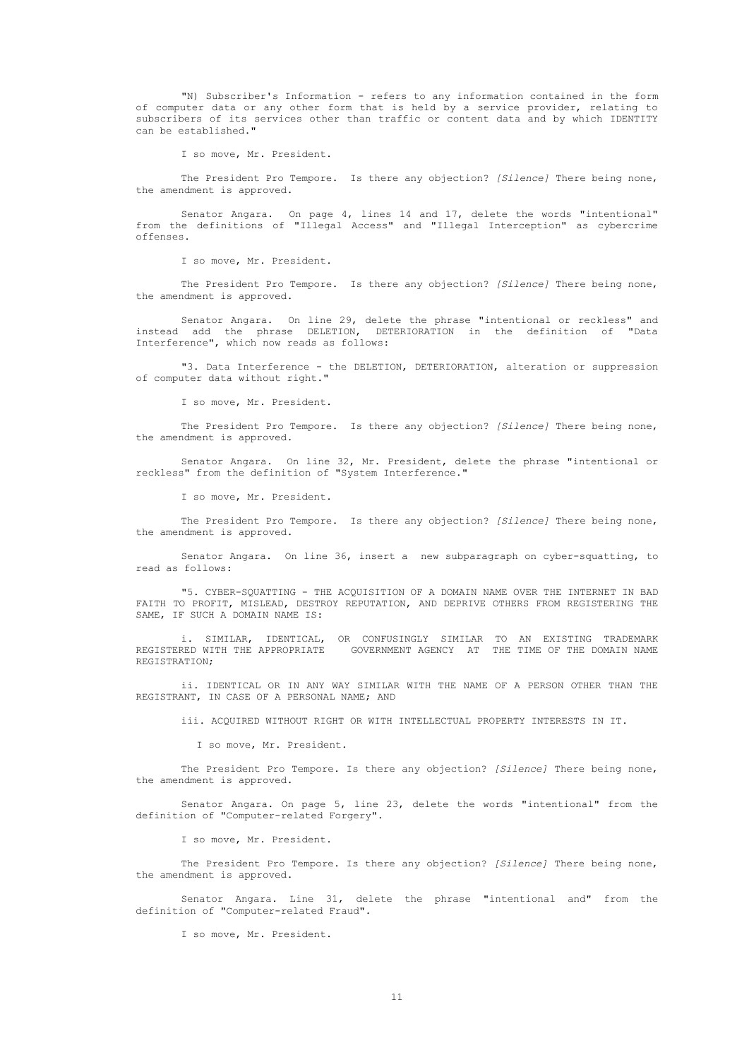"N) Subscriber's Information - refers to any information contained in the form of computer data or any other form that is held by a service provider, relating to subscribers of its services other than traffic or content data and by which IDENTITY can be established."

I so move, Mr. President.

The President Pro Tempore. Is there any objection? *[Silence]* There being none, the amendment is approved.

Senator Angara. On page 4, lines 14 and 17, delete the words "intentional" from the definitions of "Illegal Access" and "Illegal Interception" as cybercrime offenses.

I so move, Mr. President.

The President Pro Tempore. Is there any objection? *[Silence]* There being none, the amendment is approved.

Senator Angara. On line 29, delete the phrase "intentional or reckless" and instead add the phrase DELETION, DETERIORATION in the definition of "Data Interference", which now reads as follows:

"3. Data Interference - the DELETION, DETERIORATION, alteration or suppression of computer data without right."

I so move, Mr. President.

The President Pro Tempore. Is there any objection? *[Silence]* There being none, the amendment is approved.

Senator Angara. On line 32, Mr. President, delete the phrase "intentional or reckless" from the definition of "System Interference."

I so move, Mr. President.

The President Pro Tempore. Is there any objection? *[Silence]* There being none, the amendment is approved.

Senator Angara. On line 36, insert a new subparagraph on cyber-squatting, to read as follows:

"5. CYBER-SQUATTING - THE ACQUISITION OF A DOMAIN NAME OVER THE INTERNET IN BAD FAITH TO PROFIT, MISLEAD, DESTROY REPUTATION, AND DEPRIVE OTHERS FROM REGISTERING THE SAME, IF SUCH A DOMAIN NAME IS:

i. SIMILAR, IDENTICAL, OR CONFUSINGLY SIMILAR TO AN EXISTING TRADEMARK REGISTERED WITH THE APPROPRIATE GOVERNMENT AGENCY AT THE TIME OF THE DOMAIN NAME REGISTRATION;

ii. IDENTICAL OR IN ANY WAY SIMILAR WITH THE NAME OF A PERSON OTHER THAN THE REGISTRANT, IN CASE OF A PERSONAL NAME; AND

iii. ACQUIRED WITHOUT RIGHT OR WITH INTELLECTUAL PROPERTY INTERESTS IN IT.

I so move, Mr. President.

The President Pro Tempore. Is there any objection? *[Silence]* There being none, the amendment is approved.

Senator Angara. On page 5, line 23, delete the words "intentional" from the definition of "Computer-related Forgery".

I so move, Mr. President.

The President Pro Tempore. Is there any objection? *[Silence]* There being none, the amendment is approved.

Senator Angara. Line 31, delete the phrase "intentional and" from the definition of "Computer-related Fraud".

I so move, Mr. President.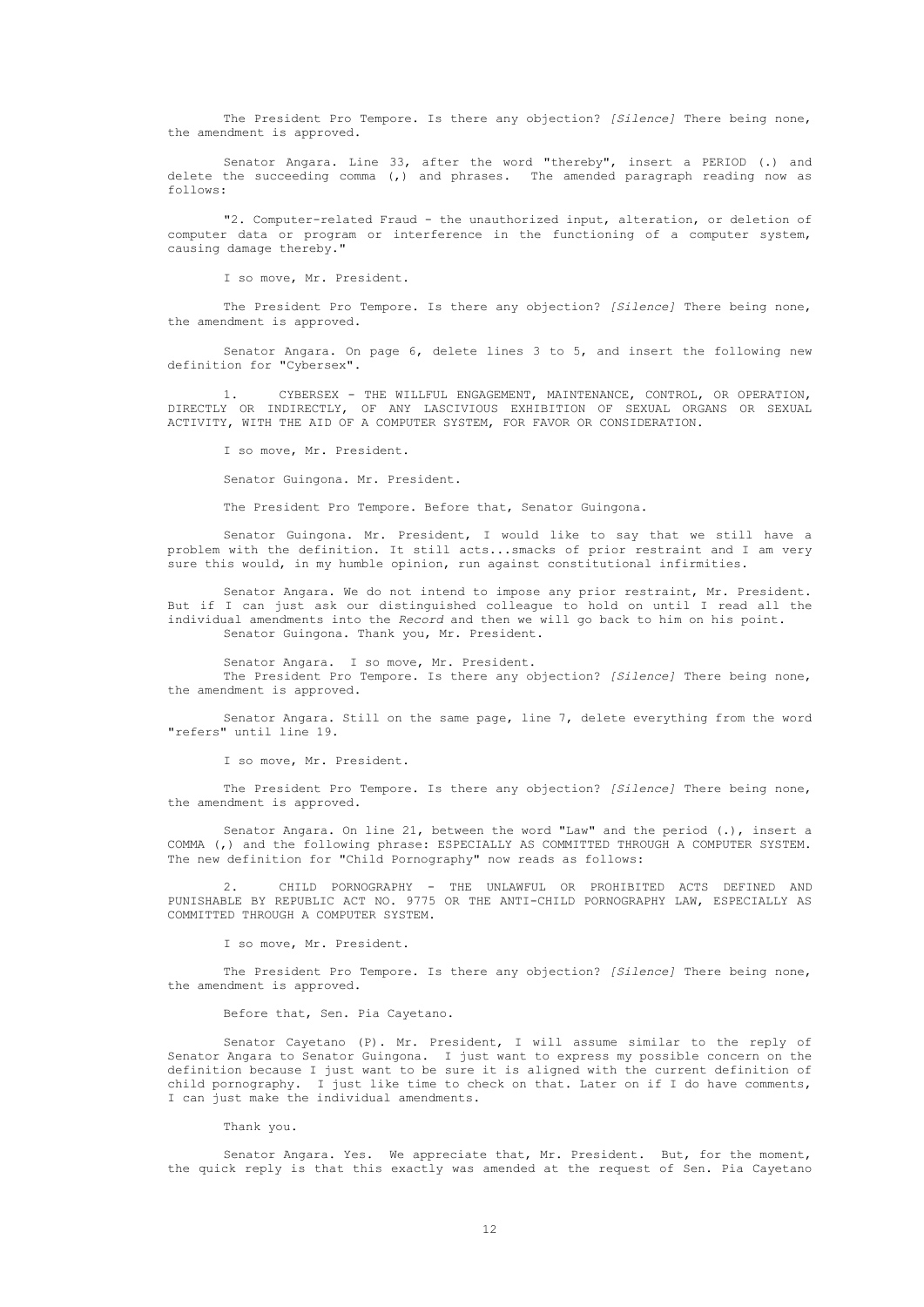The President Pro Tempore. Is there any objection? *[Silence]* There being none, the amendment is approved.

Senator Angara. Line 33, after the word "thereby", insert a PERIOD (.) and delete the succeeding comma (,) and phrases. The amended paragraph reading now as follows:

"2. Computer-related Fraud - the unauthorized input, alteration, or deletion of computer data or program or interference in the functioning of a computer system, causing damage thereby."

I so move, Mr. President.

The President Pro Tempore. Is there any objection? *[Silence]* There being none, the amendment is approved.

Senator Angara. On page 6, delete lines 3 to 5, and insert the following new definition for "Cybersex".

1. CYBERSEX - THE WILLFUL ENGAGEMENT, MAINTENANCE, CONTROL, OR OPERATION, DIRECTLY OR INDIRECTLY, OF ANY LASCIVIOUS EXHIBITION OF SEXUAL ORGANS OR SEXUAL ACTIVITY, WITH THE AID OF A COMPUTER SYSTEM, FOR FAVOR OR CONSIDERATION.

I so move, Mr. President.

Senator Guingona. Mr. President.

The President Pro Tempore. Before that, Senator Guingona.

Senator Guingona. Mr. President, I would like to say that we still have a problem with the definition. It still acts...smacks of prior restraint and I am very sure this would, in my humble opinion, run against constitutional infirmities.

Senator Angara. We do not intend to impose any prior restraint, Mr. President. But if I can just ask our distinguished colleague to hold on until I read all the individual amendments into the *Record* and then we will go back to him on his point.

Senator Guingona. Thank you, Mr. President.

Senator Angara. I so move, Mr. President.

The President Pro Tempore. Is there any objection? *[Silence]* There being none, the amendment is approved.

Senator Angara. Still on the same page, line 7, delete everything from the word "refers" until line 19.

I so move, Mr. President.

The President Pro Tempore. Is there any objection? *[Silence]* There being none, the amendment is approved.

Senator Angara. On line 21, between the word "Law" and the period (.), insert a COMMA (,) and the following phrase: ESPECIALLY AS COMMITTED THROUGH A COMPUTER SYSTEM. The new definition for "Child Pornography" now reads as follows:

2. CHILD PORNOGRAPHY - THE UNLAWFUL OR PROHIBITED ACTS DEFINED AND PUNISHABLE BY REPUBLIC ACT NO. 9775 OR THE ANTI-CHILD PORNOGRAPHY LAW, ESPECIALLY AS COMMITTED THROUGH A COMPUTER SYSTEM.

I so move, Mr. President.

The President Pro Tempore. Is there any objection? *[Silence]* There being none, the amendment is approved.

Before that, Sen. Pia Cayetano.

Senator Cayetano (P). Mr. President, I will assume similar to the reply of Senator Angara to Senator Guingona. I just want to express my possible concern on the definition because I just want to be sure it is aligned with the current definition of child pornography. I just like time to check on that. Later on if I do have comments, I can just make the individual amendments.

Thank you.

Senator Angara. Yes. We appreciate that, Mr. President. But, for the moment, the quick reply is that this exactly was amended at the request of Sen. Pia Cayetano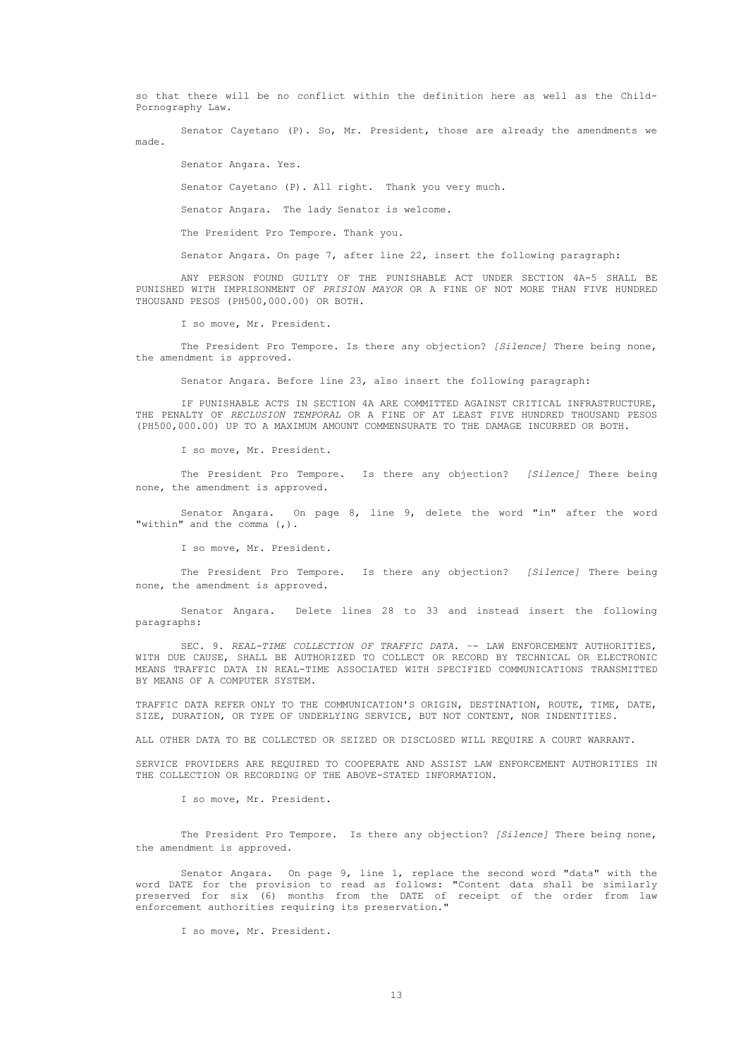so that there will be no conflict within the definition here as well as the Child-Pornography Law.

Senator Cayetano (P). So, Mr. President, those are already the amendments we made.

Senator Angara. Yes.

Senator Cayetano (P). All right. Thank you very much.

Senator Angara. The lady Senator is welcome.

The President Pro Tempore. Thank you.

Senator Angara. On page 7, after line 22, insert the following paragraph:

ANY PERSON FOUND GUILTY OF THE PUNISHABLE ACT UNDER SECTION 4A-5 SHALL BE PUNISHED WITH IMPRISONMENT OF *PRISION MAYOR* OR A FINE OF NOT MORE THAN FIVE HUNDRED THOUSAND PESOS (PH500,000.00) OR BOTH.

I so move, Mr. President.

The President Pro Tempore. Is there any objection? *[Silence]* There being none, the amendment is approved.

Senator Angara. Before line 23, also insert the following paragraph:

IF PUNISHABLE ACTS IN SECTION 4A ARE COMMITTED AGAINST CRITICAL INFRASTRUCTURE, THE PENALTY OF *RECLUSION TEMPORAL* OR A FINE OF AT LEAST FIVE HUNDRED THOUSAND PESOS (PH500,000.00) UP TO A MAXIMUM AMOUNT COMMENSURATE TO THE DAMAGE INCURRED OR BOTH.

I so move, Mr. President.

The President Pro Tempore. Is there any objection? *[Silence]* There being none, the amendment is approved.

Senator Angara. On page 8, line 9, delete the word "in" after the word "within" and the comma (,).

I so move, Mr. President.

The President Pro Tempore. Is there any objection? *[Silence]* There being none, the amendment is approved.

Senator Angara. Delete lines 28 to 33 and instead insert the following paragraphs:

SEC. 9. *REAL-TIME COLLECTION OF TRAFFIC DATA.* –- LAW ENFORCEMENT AUTHORITIES, WITH DUE CAUSE, SHALL BE AUTHORIZED TO COLLECT OR RECORD BY TECHNICAL OR ELECTRONIC MEANS TRAFFIC DATA IN REAL-TIME ASSOCIATED WITH SPECIFIED COMMUNICATIONS TRANSMITTED BY MEANS OF A COMPUTER SYSTEM.

TRAFFIC DATA REFER ONLY TO THE COMMUNICATION'S ORIGIN, DESTINATION, ROUTE, TIME, DATE, SIZE, DURATION, OR TYPE OF UNDERLYING SERVICE, BUT NOT CONTENT, NOR INDENTITIES.

ALL OTHER DATA TO BE COLLECTED OR SEIZED OR DISCLOSED WILL REQUIRE A COURT WARRANT.

SERVICE PROVIDERS ARE REQUIRED TO COOPERATE AND ASSIST LAW ENFORCEMENT AUTHORITIES IN THE COLLECTION OR RECORDING OF THE ABOVE-STATED INFORMATION.

I so move, Mr. President.

The President Pro Tempore. Is there any objection? *[Silence]* There being none, the amendment is approved.

Senator Angara. On page 9, line 1, replace the second word "data" with the word DATE for the provision to read as follows: "Content data shall be similarly preserved for six (6) months from the DATE of receipt of the order from law enforcement authorities requiring its preservation."

I so move, Mr. President.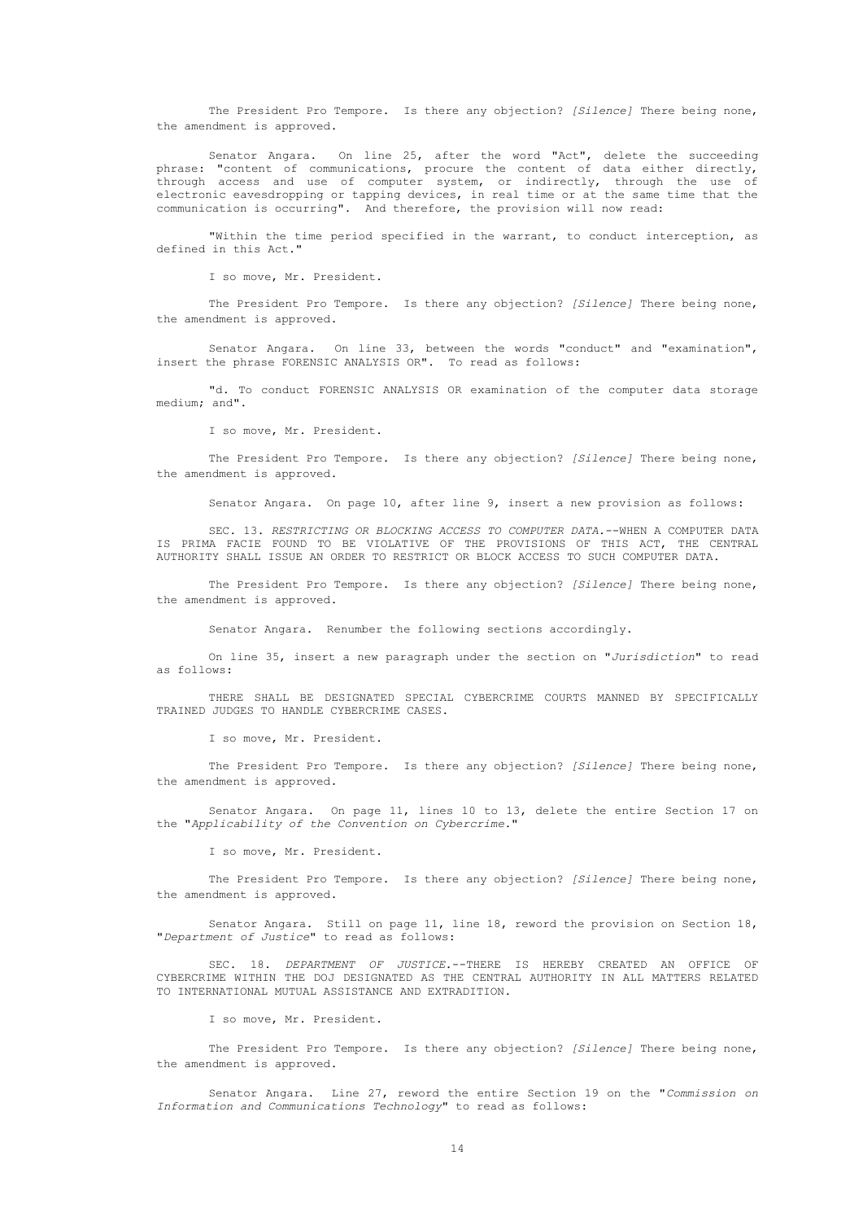The President Pro Tempore. Is there any objection? *[Silence]* There being none, the amendment is approved.

Senator Angara. On line 25, after the word "Act", delete the succeeding phrase: "content of communications, procure the content of data either directly, through access and use of computer system, or indirectly, through the use of electronic eavesdropping or tapping devices, in real time or at the same time that the communication is occurring". And therefore, the provision will now read:

"Within the time period specified in the warrant, to conduct interception, as defined in this Act."

I so move, Mr. President.

The President Pro Tempore. Is there any objection? *[Silence]* There being none, the amendment is approved.

Senator Angara. On line 33, between the words "conduct" and "examination", insert the phrase FORENSIC ANALYSIS OR". To read as follows:

"d. To conduct FORENSIC ANALYSIS OR examination of the computer data storage medium; and".

I so move, Mr. President.

The President Pro Tempore. Is there any objection? *[Silence]* There being none, the amendment is approved.

Senator Angara. On page 10, after line 9, insert a new provision as follows:

SEC. 13. *RESTRICTING OR BLOCKING ACCESS TO COMPUTER DATA.*--WHEN A COMPUTER DATA IS PRIMA FACIE FOUND TO BE VIOLATIVE OF THE PROVISIONS OF THIS ACT, THE CENTRAL AUTHORITY SHALL ISSUE AN ORDER TO RESTRICT OR BLOCK ACCESS TO SUCH COMPUTER DATA.

The President Pro Tempore. Is there any objection? *[Silence]* There being none, the amendment is approved.

Senator Angara. Renumber the following sections accordingly.

On line 35, insert a new paragraph under the section on "*Jurisdiction*" to read as follows:

THERE SHALL BE DESIGNATED SPECIAL CYBERCRIME COURTS MANNED BY SPECIFICALLY TRAINED JUDGES TO HANDLE CYBERCRIME CASES.

I so move, Mr. President.

The President Pro Tempore. Is there any objection? *[Silence]* There being none, the amendment is approved.

Senator Angara. On page 11, lines 10 to 13, delete the entire Section 17 on the "*Applicability of the Convention on Cybercrime.*"

I so move, Mr. President.

The President Pro Tempore. Is there any objection? *[Silence]* There being none, the amendment is approved.

Senator Angara. Still on page 11, line 18, reword the provision on Section 18, "*Department of Justice*" to read as follows:

SEC. 18. *DEPARTMENT OF JUSTICE.*--THERE IS HEREBY CREATED AN OFFICE OF CYBERCRIME WITHIN THE DOJ DESIGNATED AS THE CENTRAL AUTHORITY IN ALL MATTERS RELATED TO INTERNATIONAL MUTUAL ASSISTANCE AND EXTRADITION.

I so move, Mr. President.

The President Pro Tempore. Is there any objection? *[Silence]* There being none, the amendment is approved.

Senator Angara. Line 27, reword the entire Section 19 on the "*Commission on Information and Communications Technology*" to read as follows: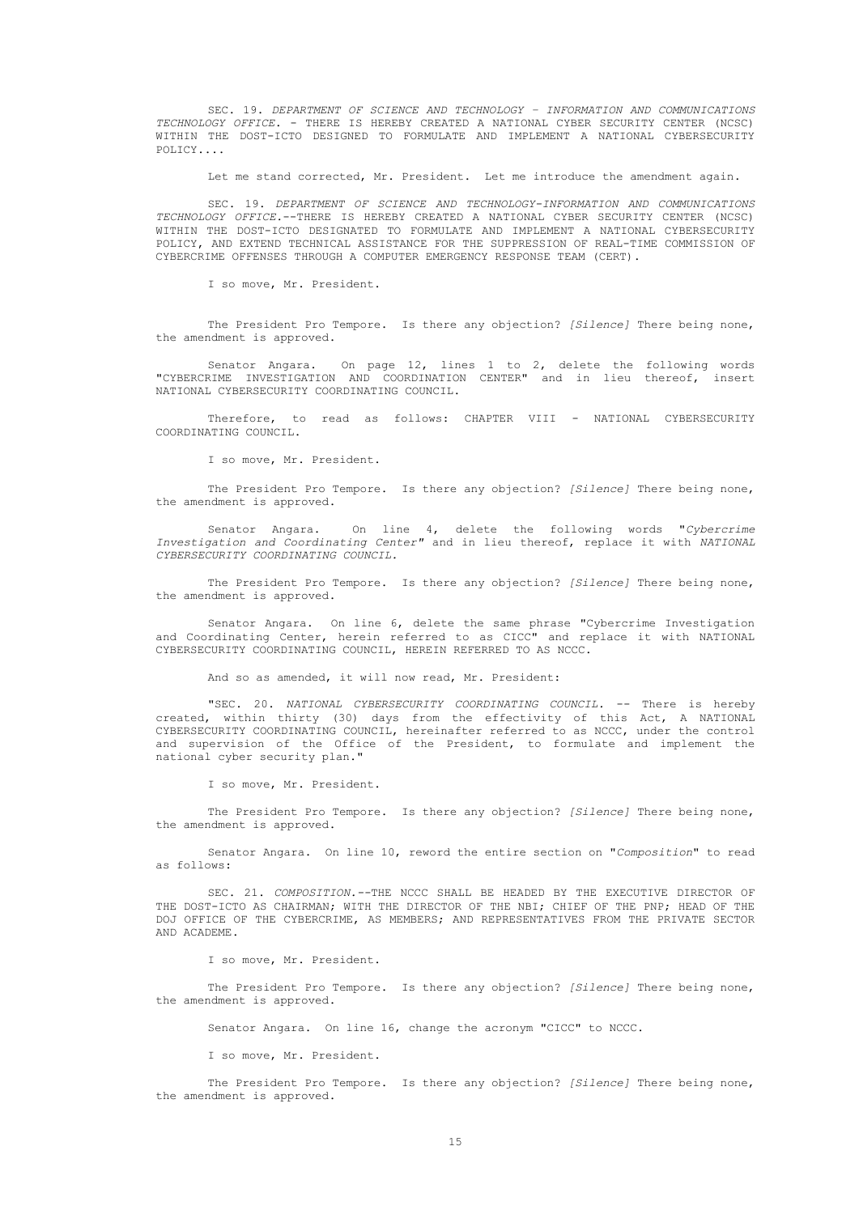SEC. 19. *DEPARTMENT OF SCIENCE AND TECHNOLOGY – INFORMATION AND COMMUNICATIONS TECHNOLOGY OFFICE.* - THERE IS HEREBY CREATED A NATIONAL CYBER SECURITY CENTER (NCSC) WITHIN THE DOST-ICTO DESIGNED TO FORMULATE AND IMPLEMENT A NATIONAL CYBERSECURITY POLICY....

Let me stand corrected, Mr. President. Let me introduce the amendment again.

SEC. 19. *DEPARTMENT OF SCIENCE AND TECHNOLOGY-INFORMATION AND COMMUNICATIONS TECHNOLOGY OFFICE.*--THERE IS HEREBY CREATED A NATIONAL CYBER SECURITY CENTER (NCSC) WITHIN THE DOST-ICTO DESIGNATED TO FORMULATE AND IMPLEMENT A NATIONAL CYBERSECURITY POLICY, AND EXTEND TECHNICAL ASSISTANCE FOR THE SUPPRESSION OF REAL-TIME COMMISSION OF CYBERCRIME OFFENSES THROUGH A COMPUTER EMERGENCY RESPONSE TEAM (CERT).

I so move, Mr. President.

The President Pro Tempore. Is there any objection? *[Silence]* There being none, the amendment is approved.

Senator Angara. On page 12, lines 1 to 2, delete the following words "CYBERCRIME INVESTIGATION AND COORDINATION CENTER" and in lieu thereof, insert NATIONAL CYBERSECURITY COORDINATING COUNCIL.

Therefore, to read as follows: CHAPTER VIII - NATIONAL CYBERSECURITY COORDINATING COUNCIL.

I so move, Mr. President.

The President Pro Tempore. Is there any objection? *[Silence]* There being none, the amendment is approved.

Senator Angara. On line 4, delete the following words "*Cybercrime Investigation and Coordinating Center*" and in lieu thereof, replace it with *NATIONAL CYBERSECURITY COORDINATING COUNCIL.*

The President Pro Tempore. Is there any objection? *[Silence]* There being none, the amendment is approved.

Senator Angara. On line 6, delete the same phrase "Cybercrime Investigation and Coordinating Center, herein referred to as CICC" and replace it with NATIONAL CYBERSECURITY COORDINATING COUNCIL, HEREIN REFERRED TO AS NCCC.

And so as amended, it will now read, Mr. President:

"SEC. 20. *NATIONAL CYBERSECURITY COORDINATING COUNCIL.* -- There is hereby created, within thirty (30) days from the effectivity of this Act, A NATIONAL CYBERSECURITY COORDINATING COUNCIL, hereinafter referred to as NCCC, under the control and supervision of the Office of the President, to formulate and implement the national cyber security plan."

I so move, Mr. President.

The President Pro Tempore. Is there any objection? *[Silence]* There being none, the amendment is approved.

Senator Angara. On line 10, reword the entire section on "*Composition*" to read as follows:

SEC. 21. *COMPOSITION.*--THE NCCC SHALL BE HEADED BY THE EXECUTIVE DIRECTOR OF THE DOST-ICTO AS CHAIRMAN; WITH THE DIRECTOR OF THE NBI; CHIEF OF THE PNP; HEAD OF THE DOJ OFFICE OF THE CYBERCRIME, AS MEMBERS; AND REPRESENTATIVES FROM THE PRIVATE SECTOR AND ACADEME.

I so move, Mr. President.

The President Pro Tempore. Is there any objection? *[Silence]* There being none, the amendment is approved.

Senator Angara. On line 16, change the acronym "CICC" to NCCC.

I so move, Mr. President.

The President Pro Tempore. Is there any objection? *[Silence]* There being none, the amendment is approved.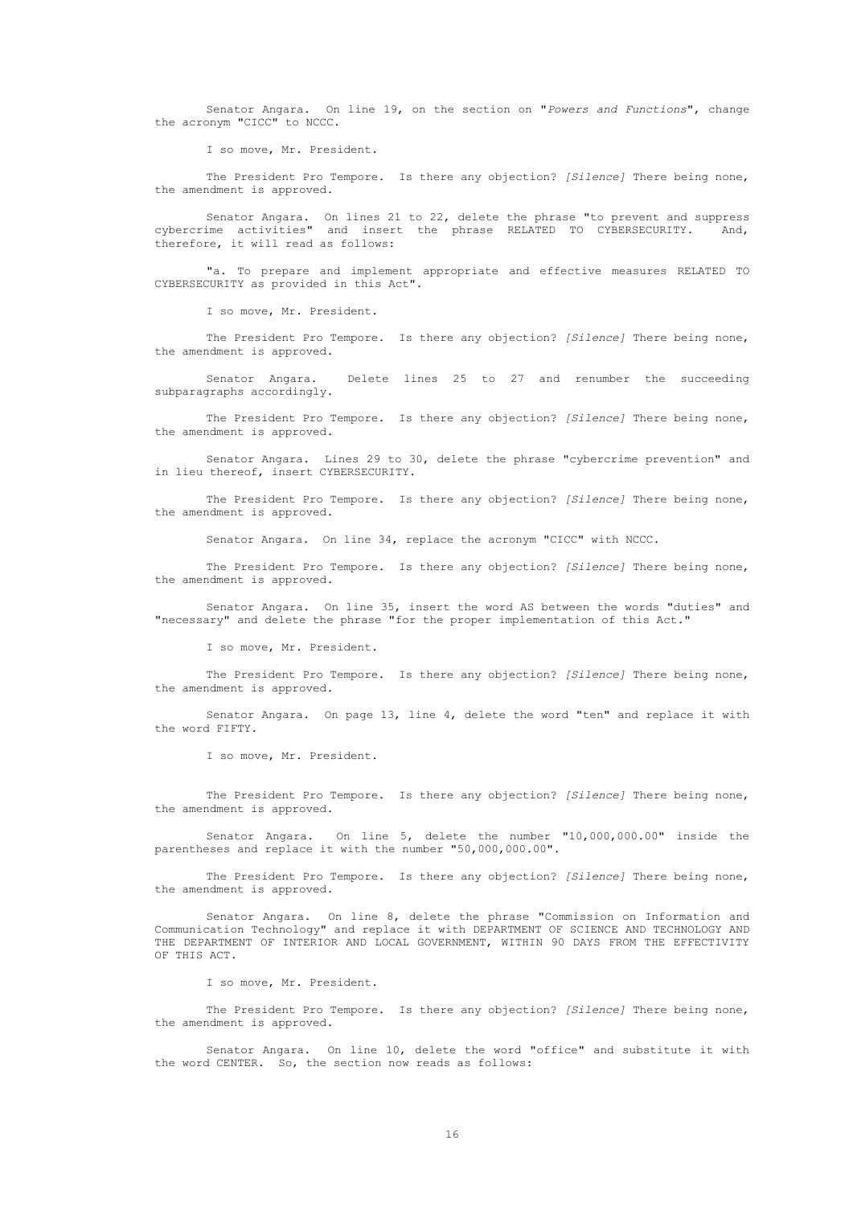Senator Angara. On line 19, on the section on "*Powers and Functions*", change the acronym "CICC" to NCCC.

I so move, Mr. President.

The President Pro Tempore. Is there any objection? *[Silence]* There being none, the amendment is approved.

Senator Angara. On lines 21 to 22, delete the phrase "to prevent and suppress cybercrime activities" and insert the phrase RELATED TO CYBERSECURITY. And, therefore, it will read as follows:

"a. To prepare and implement appropriate and effective measures RELATED TO CYBERSECURITY as provided in this Act".

I so move, Mr. President.

The President Pro Tempore. Is there any objection? *[Silence]* There being none, the amendment is approved.

Senator Angara. Delete lines 25 to 27 and renumber the succeeding subparagraphs accordingly.

The President Pro Tempore. Is there any objection? *[Silence]* There being none, the amendment is approved.

Senator Angara. Lines 29 to 30, delete the phrase "cybercrime prevention" and in lieu thereof, insert CYBERSECURITY.

The President Pro Tempore. Is there any objection? *[Silence]* There being none, the amendment is approved.

Senator Angara. On line 34, replace the acronym "CICC" with NCCC.

The President Pro Tempore. Is there any objection? *[Silence]* There being none, the amendment is approved.

Senator Angara. On line 35, insert the word AS between the words "duties" and "necessary" and delete the phrase "for the proper implementation of this Act."

I so move, Mr. President.

The President Pro Tempore. Is there any objection? *[Silence]* There being none, the amendment is approved.

Senator Angara. On page 13, line 4, delete the word "ten" and replace it with the word FIFTY.

I so move, Mr. President.

The President Pro Tempore. Is there any objection? *[Silence]* There being none, the amendment is approved.

Senator Angara. On line 5, delete the number "10,000,000.00" inside the parentheses and replace it with the number "50,000,000.00".

The President Pro Tempore. Is there any objection? *[Silence]* There being none, the amendment is approved.

Senator Angara. On line 8, delete the phrase "Commission on Information and Communication Technology" and replace it with DEPARTMENT OF SCIENCE AND TECHNOLOGY AND THE DEPARTMENT OF INTERIOR AND LOCAL GOVERNMENT, WITHIN 90 DAYS FROM THE EFFECTIVITY OF THIS ACT.

I so move, Mr. President.

The President Pro Tempore. Is there any objection? *[Silence]* There being none, the amendment is approved.

Senator Angara. On line 10, delete the word "office" and substitute it with the word CENTER. So, the section now reads as follows: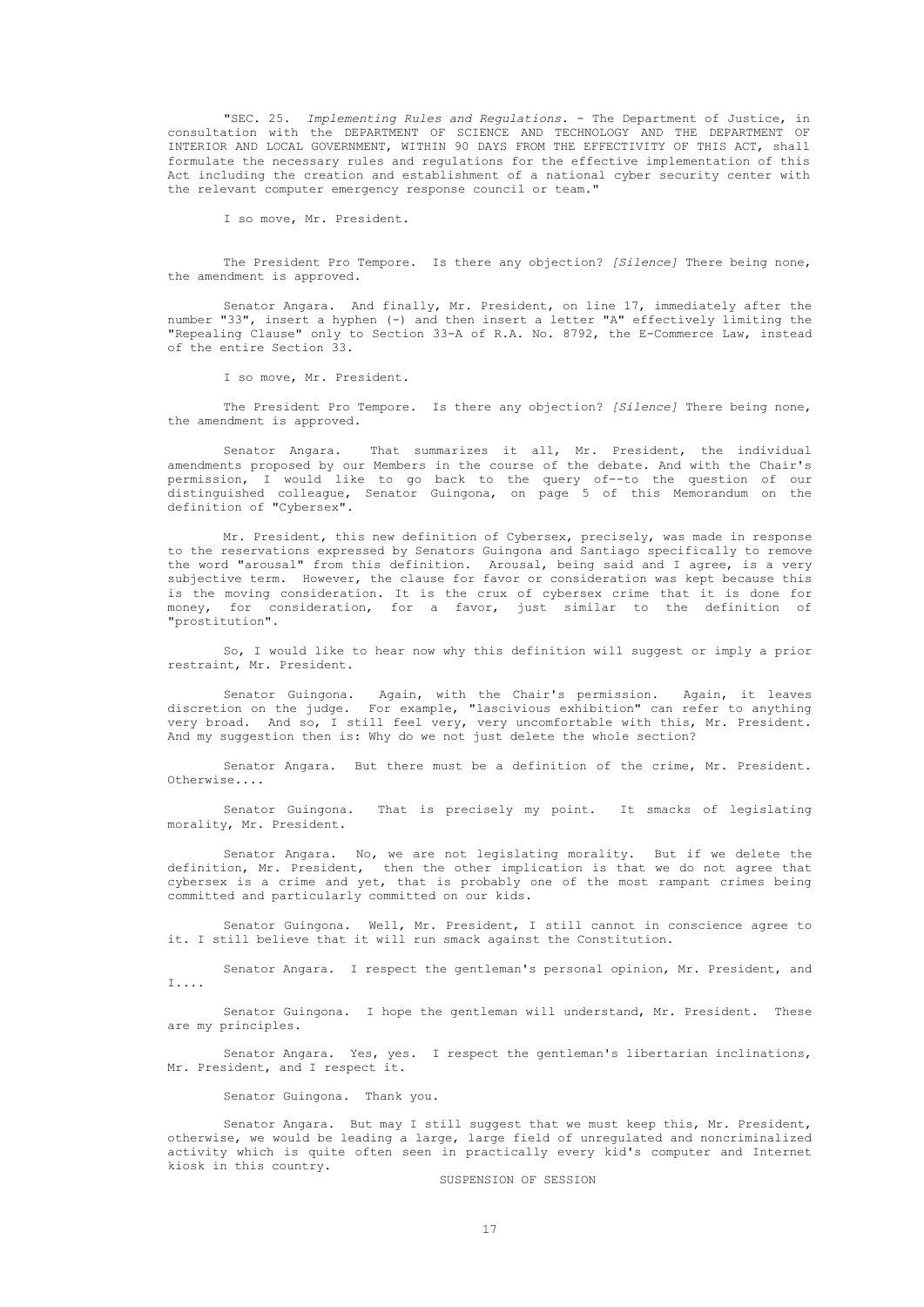"SEC. 25. *Implementing Rules and Regulations*. - The Department of Justice, in consultation with the DEPARTMENT OF SCIENCE AND TECHNOLOGY AND THE DEPARTMENT OF INTERIOR AND LOCAL GOVERNMENT, WITHIN 90 DAYS FROM THE EFFECTIVITY OF THIS ACT, shall formulate the necessary rules and regulations for the effective implementation of this Act including the creation and establishment of a national cyber security center with the relevant computer emergency response council or team."

I so move, Mr. President.

The President Pro Tempore. Is there any objection? *[Silence]* There being none, the amendment is approved.

Senator Angara. And finally, Mr. President, on line 17, immediately after the number "33", insert a hyphen (-) and then insert a letter "A" effectively limiting the "Repealing Clause" only to Section 33-A of R.A. No. 8792, the E-Commerce Law, instead of the entire Section 33.

I so move, Mr. President.

The President Pro Tempore. Is there any objection? *[Silence]* There being none, the amendment is approved.

Senator Angara. That summarizes it all, Mr. President, the individual amendments proposed by our Members in the course of the debate. And with the Chair's permission, I would like to go back to the query of--to the question of our distinguished colleague, Senator Guingona, on page 5 of this Memorandum on the definition of "Cybersex".

Mr. President, this new definition of Cybersex, precisely, was made in response to the reservations expressed by Senators Guingona and Santiago specifically to remove the word "arousal" from this definition. Arousal, being said and I agree, is a very subjective term. However, the clause for favor or consideration was kept because this is the moving consideration. It is the crux of cybersex crime that it is done for money, for consideration, for a favor, just similar to the definition of "prostitution".

So, I would like to hear now why this definition will suggest or imply a prior restraint, Mr. President.

Senator Guingona. Again, with the Chair's permission. Again, it leaves discretion on the judge. For example, "lascivious exhibition" can refer to anything very broad. And so, I still feel very, very uncomfortable with this, Mr. President. And my suggestion then is: Why do we not just delete the whole section?

Senator Angara. But there must be a definition of the crime, Mr. President. Otherwise....

Senator Guingona. That is precisely my point. It smacks of legislating morality, Mr. President.

Senator Angara. No, we are not legislating morality. But if we delete the definition, Mr. President, then the other implication is that we do not agree that cybersex is a crime and yet, that is probably one of the most rampant crimes being committed and particularly committed on our kids.

Senator Guingona. Well, Mr. President, I still cannot in conscience agree to it. I still believe that it will run smack against the Constitution.

Senator Angara. I respect the gentleman's personal opinion, Mr. President, and I....

Senator Guingona. I hope the gentleman will understand, Mr. President. These are my principles.

Senator Angara. Yes, yes. I respect the gentleman's libertarian inclinations, Mr. President, and I respect it.

Senator Guingona. Thank you.

Senator Angara. But may I still suggest that we must keep this, Mr. President, otherwise, we would be leading a large, large field of unregulated and noncriminalized activity which is quite often seen in practically every kid's computer and Internet kiosk in this country.

SUSPENSION OF SESSION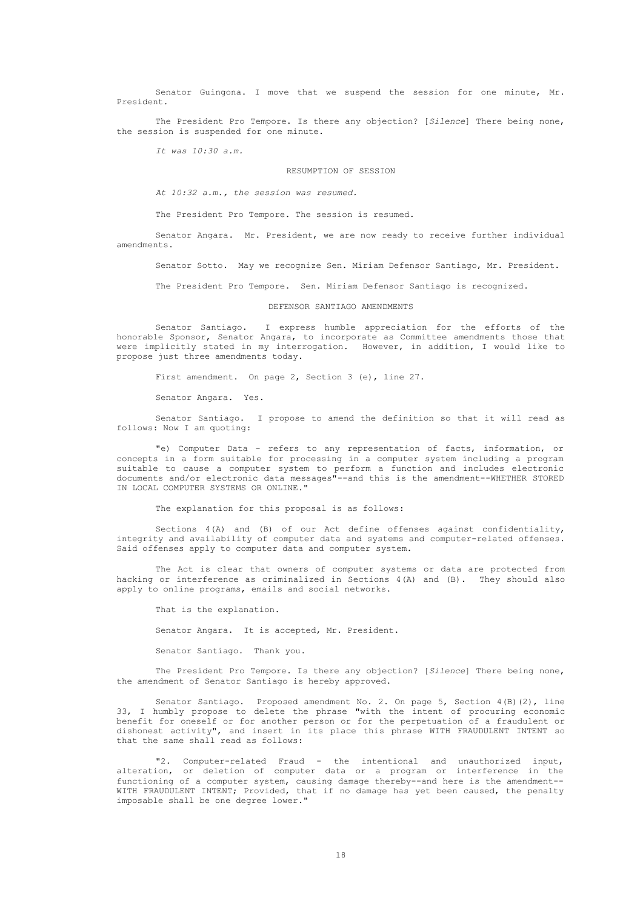Senator Guingona. I move that we suspend the session for one minute, Mr. President.

The President Pro Tempore. Is there any objection? [*Silence*] There being none, the session is suspended for one minute.

*It was 10:30 a.m.*

RESUMPTION OF SESSION

*At 10:32 a.m., the session was resumed.*

The President Pro Tempore. The session is resumed.

Senator Angara. Mr. President, we are now ready to receive further individual amendments.

Senator Sotto. May we recognize Sen. Miriam Defensor Santiago, Mr. President.

The President Pro Tempore. Sen. Miriam Defensor Santiago is recognized.

DEFENSOR SANTIAGO AMENDMENTS

Senator Santiago. I express humble appreciation for the efforts of the honorable Sponsor, Senator Angara, to incorporate as Committee amendments those that were implicitly stated in my interrogation. However, in addition, I would like to propose just three amendments today.

First amendment. On page 2, Section 3 (e), line 27.

Senator Angara. Yes.

Senator Santiago. I propose to amend the definition so that it will read as follows: Now I am quoting:

"e) Computer Data - refers to any representation of facts, information, or concepts in a form suitable for processing in a computer system including a program suitable to cause a computer system to perform a function and includes electronic documents and/or electronic data messages"--and this is the amendment--WHETHER STORED IN LOCAL COMPUTER SYSTEMS OR ONLINE."

The explanation for this proposal is as follows:

Sections 4(A) and (B) of our Act define offenses against confidentiality, integrity and availability of computer data and systems and computer-related offenses. Said offenses apply to computer data and computer system.

The Act is clear that owners of computer systems or data are protected from hacking or interference as criminalized in Sections 4(A) and (B). They should also apply to online programs, emails and social networks.

That is the explanation.

Senator Angara. It is accepted, Mr. President.

Senator Santiago. Thank you.

The President Pro Tempore. Is there any objection? [*Silence*] There being none, the amendment of Senator Santiago is hereby approved.

Senator Santiago. Proposed amendment No. 2. On page 5, Section 4(B)(2), line 33, I humbly propose to delete the phrase "with the intent of procuring economic benefit for oneself or for another person or for the perpetuation of a fraudulent or dishonest activity", and insert in its place this phrase WITH FRAUDULENT INTENT so that the same shall read as follows:

"2. Computer-related Fraud - the intentional and unauthorized input, alteration, or deletion of computer data or a program or interference in the functioning of a computer system, causing damage thereby--and here is the amendment--WITH FRAUDULENT INTENT; Provided, that if no damage has yet been caused, the penalty imposable shall be one degree lower."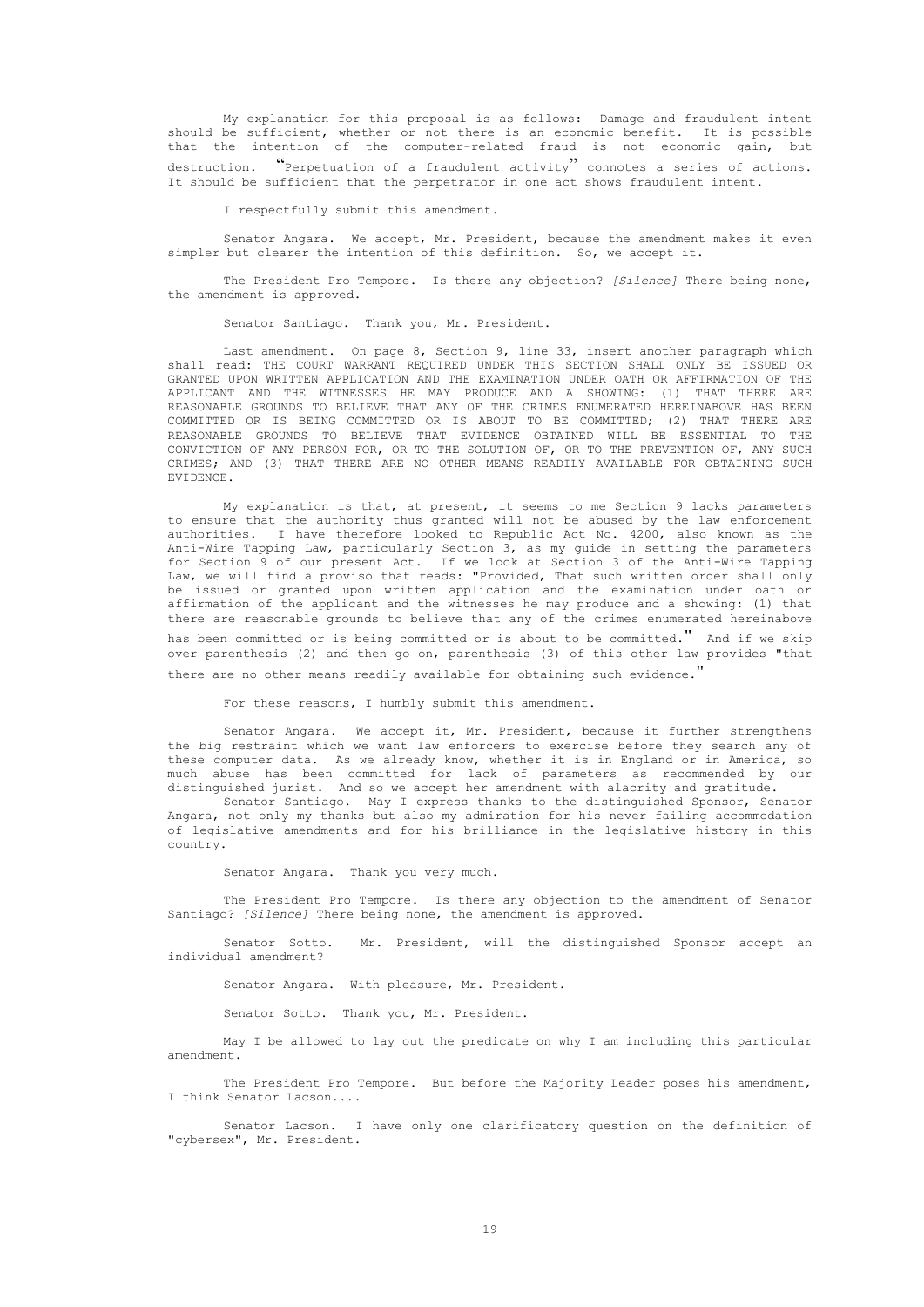My explanation for this proposal is as follows: Damage and fraudulent intent should be sufficient, whether or not there is an economic benefit. It is possible that the intention of the computer-related fraud is not economic gain, but destruction. "Perpetuation of a fraudulent activity" connotes a series of actions. It should be sufficient that the perpetrator in one act shows fraudulent intent.

I respectfully submit this amendment.

Senator Angara. We accept, Mr. President, because the amendment makes it even simpler but clearer the intention of this definition. So, we accept it.

The President Pro Tempore. Is there any objection? *[Silence]* There being none, the amendment is approved.

Senator Santiago. Thank you, Mr. President.

Last amendment. On page 8, Section 9, line 33, insert another paragraph which shall read: THE COURT WARRANT REQUIRED UNDER THIS SECTION SHALL ONLY BE ISSUED OR GRANTED UPON WRITTEN APPLICATION AND THE EXAMINATION UNDER OATH OR AFFIRMATION OF THE APPLICANT AND THE WITNESSES HE MAY PRODUCE AND A SHOWING: (1) THAT THERE ARE REASONABLE GROUNDS TO BELIEVE THAT ANY OF THE CRIMES ENUMERATED HEREINABOVE HAS BEEN COMMITTED OR IS BEING COMMITTED OR IS ABOUT TO BE COMMITTED; (2) THAT THERE ARE REASONABLE GROUNDS TO BELIEVE THAT EVIDENCE OBTAINED WILL BE ESSENTIAL TO THE CONVICTION OF ANY PERSON FOR, OR TO THE SOLUTION OF, OR TO THE PREVENTION OF, ANY SUCH CRIMES; AND (3) THAT THERE ARE NO OTHER MEANS READILY AVAILABLE FOR OBTAINING SUCH EVIDENCE.

My explanation is that, at present, it seems to me Section 9 lacks parameters to ensure that the authority thus granted will not be abused by the law enforcement authorities. I have therefore looked to Republic Act No. 4200, also known as the Anti-Wire Tapping Law, particularly Section 3, as my guide in setting the parameters for Section 9 of our present Act. If we look at Section 3 of the Anti-Wire Tapping Law, we will find a proviso that reads: "Provided, That such written order shall only be issued or granted upon written application and the examination under oath or affirmation of the applicant and the witnesses he may produce and a showing: (1) that there are reasonable grounds to believe that any of the crimes enumerated hereinabove has been committed or is being committed or is about to be committed." And if we skip over parenthesis (2) and then go on, parenthesis (3) of this other law provides "that there are no other means readily available for obtaining such evidence."

For these reasons, I humbly submit this amendment.

Senator Angara. We accept it, Mr. President, because it further strengthens the big restraint which we want law enforcers to exercise before they search any of these computer data. As we already know, whether it is in England or in America, so much abuse has been committed for lack of parameters as recommended by our distinguished jurist. And so we accept her amendment with alacrity and gratitude.

Senator Santiago. May I express thanks to the distinguished Sponsor, Senator Angara, not only my thanks but also my admiration for his never failing accommodation of legislative amendments and for his brilliance in the legislative history in this country.

Senator Angara. Thank you very much.

The President Pro Tempore. Is there any objection to the amendment of Senator Santiago? *[Silence]* There being none, the amendment is approved.

Senator Sotto. Mr. President, will the distinguished Sponsor accept an individual amendment?

Senator Angara. With pleasure, Mr. President.

Senator Sotto. Thank you, Mr. President.

May I be allowed to lay out the predicate on why I am including this particular amendment.

The President Pro Tempore. But before the Majority Leader poses his amendment, I think Senator Lacson....

Senator Lacson. I have only one clarificatory question on the definition of "cybersex", Mr. President.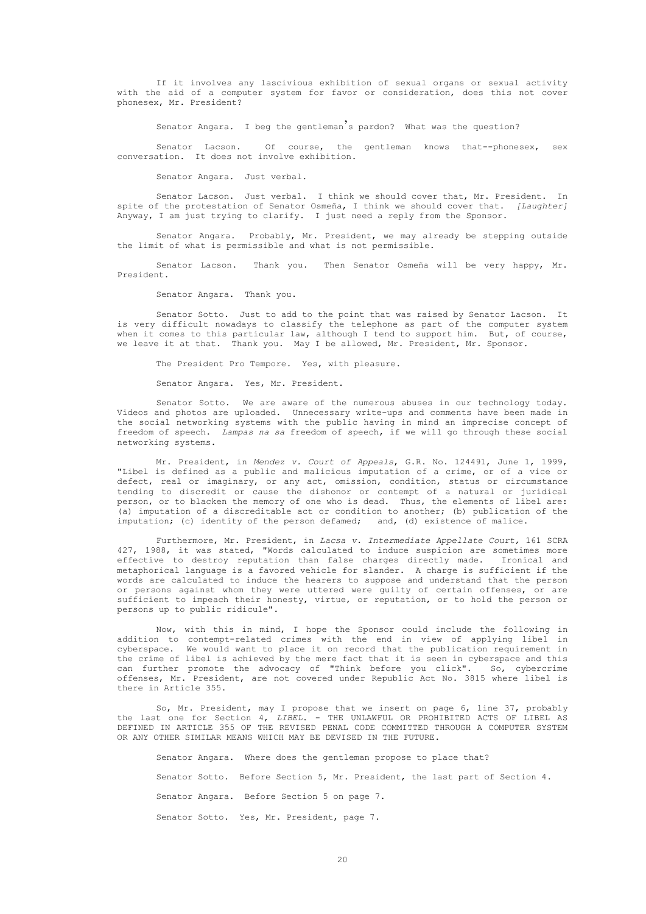If it involves any lascivious exhibition of sexual organs or sexual activity with the aid of a computer system for favor or consideration, does this not cover phonesex, Mr. President?

Senator Angara. I beg the gentleman's pardon? What was the question?

Senator Lacson. Of course, the gentleman knows that--phonesex, sex conversation. It does not involve exhibition.

Senator Angara. Just verbal.

Senator Lacson. Just verbal. I think we should cover that, Mr. President. In spite of the protestation of Senator Osmeña, I think we should cover that. *[Laughter]* Anyway, I am just trying to clarify. I just need a reply from the Sponsor.

Senator Angara. Probably, Mr. President, we may already be stepping outside the limit of what is permissible and what is not permissible.

Senator Lacson. Thank you. Then Senator Osmeña will be very happy, Mr. President.

Senator Angara. Thank you.

Senator Sotto. Just to add to the point that was raised by Senator Lacson. It is very difficult nowadays to classify the telephone as part of the computer system when it comes to this particular law, although I tend to support him. But, of course, we leave it at that. Thank you. May I be allowed, Mr. President, Mr. Sponsor.

The President Pro Tempore. Yes, with pleasure.

Senator Angara. Yes, Mr. President.

Senator Sotto. We are aware of the numerous abuses in our technology today. Videos and photos are uploaded. Unnecessary write-ups and comments have been made in the social networking systems with the public having in mind an imprecise concept of freedom of speech. *Lampas na sa* freedom of speech, if we will go through these social networking systems.

Mr. President, in *Mendez v. Court of Appeals*, G.R. No. 124491, June 1, 1999, "Libel is defined as a public and malicious imputation of a crime, or of a vice or defect, real or imaginary, or any act, omission, condition, status or circumstance tending to discredit or cause the dishonor or contempt of a natural or juridical person, or to blacken the memory of one who is dead. Thus, the elements of libel are: (a) imputation of a discreditable act or condition to another; (b) publication of the imputation; (c) identity of the person defamed; and, (d) existence of malice.

Furthermore, Mr. President, in *Lacsa v. Intermediate Appellate Court,* 161 SCRA 427, 1988, it was stated, "Words calculated to induce suspicion are sometimes more effective to destroy reputation than false charges directly made. Ironical and metaphorical language is a favored vehicle for slander. A charge is sufficient if the words are calculated to induce the hearers to suppose and understand that the person or persons against whom they were uttered were guilty of certain offenses, or are sufficient to impeach their honesty, virtue, or reputation, or to hold the person or persons up to public ridicule".

Now, with this in mind, I hope the Sponsor could include the following in addition to contempt-related crimes with the end in view of applying libel in cyberspace. We would want to place it on record that the publication requirement in the crime of libel is achieved by the mere fact that it is seen in cyberspace and this can further promote the advocacy of "Think before you click". So, cybercrime offenses, Mr. President, are not covered under Republic Act No. 3815 where libel is there in Article 355.

So, Mr. President, may I propose that we insert on page 6, line 37, probably the last one for Section 4, *LIBEL*. - THE UNLAWFUL OR PROHIBITED ACTS OF LIBEL AS DEFINED IN ARTICLE 355 OF THE REVISED PENAL CODE COMMITTED THROUGH A COMPUTER SYSTEM OR ANY OTHER SIMILAR MEANS WHICH MAY BE DEVISED IN THE FUTURE.

Senator Angara. Where does the gentleman propose to place that?

Senator Sotto. Before Section 5, Mr. President, the last part of Section 4.

Senator Angara. Before Section 5 on page 7.

Senator Sotto. Yes, Mr. President, page 7.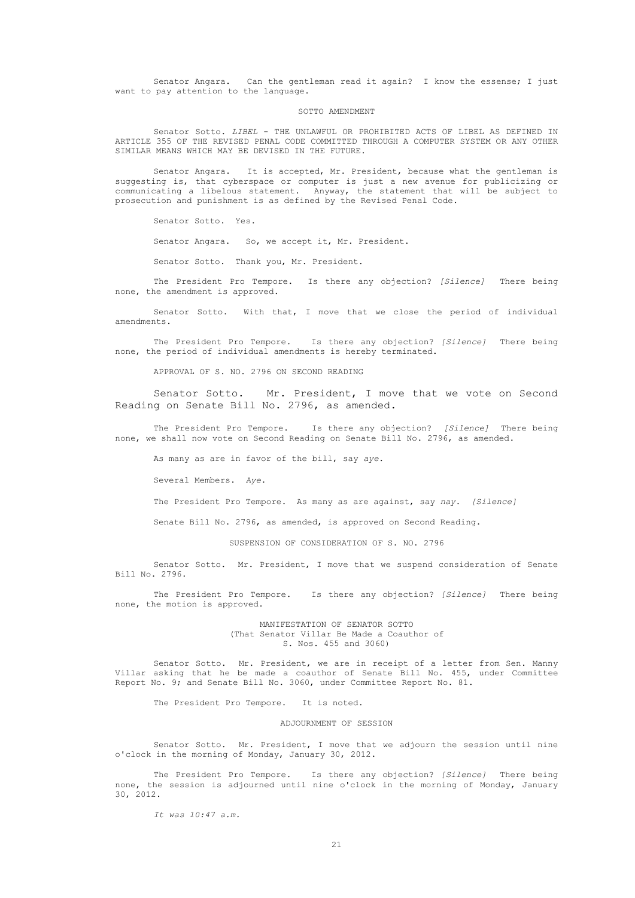Senator Angara. Can the gentleman read it again? I know the essense; I just want to pay attention to the language.

SOTTO AMENDMENT

Senator Sotto. *LIBEL* - THE UNLAWFUL OR PROHIBITED ACTS OF LIBEL AS DEFINED IN ARTICLE 355 OF THE REVISED PENAL CODE COMMITTED THROUGH A COMPUTER SYSTEM OR ANY OTHER SIMILAR MEANS WHICH MAY BE DEVISED IN THE FUTURE.

Senator Angara. It is accepted, Mr. President, because what the gentleman is suggesting is, that cyberspace or computer is just a new avenue for publicizing or communicating a libelous statement. Anyway, the statement that will be subject to prosecution and punishment is as defined by the Revised Penal Code.

Senator Sotto. Yes.

Senator Angara. So, we accept it, Mr. President.

Senator Sotto. Thank you, Mr. President.

The President Pro Tempore. Is there any objection? *[Silence]* There being none, the amendment is approved.

Senator Sotto. With that, I move that we close the period of individual amendments.

The President Pro Tempore. Is there any objection? *[Silence]* There being none, the period of individual amendments is hereby terminated.

APPROVAL OF S. NO. 2796 ON SECOND READING

Senator Sotto. Mr. President, I move that we vote on Second Reading on Senate Bill No. 2796, as amended.

The President Pro Tempore. Is there any objection? *[Silence]* There being none, we shall now vote on Second Reading on Senate Bill No. 2796, as amended.

As many as are in favor of the bill, say *aye*.

Several Members. *Aye*.

The President Pro Tempore. As many as are against, say *nay*. *[Silence]*

Senate Bill No. 2796, as amended, is approved on Second Reading.

SUSPENSION OF CONSIDERATION OF S. NO. 2796

Senator Sotto. Mr. President, I move that we suspend consideration of Senate Bill No. 2796.

The President Pro Tempore. Is there any objection? *[Silence]* There being none, the motion is approved.

MANIFESTATION OF SENATOR SOTTO
(That Senator Villar Be Made a Coauthor of
S. Nos. 455 and 3060)

Senator Sotto. Mr. President, we are in receipt of a letter from Sen. Manny Villar asking that he be made a coauthor of Senate Bill No. 455, under Committee Report No. 9; and Senate Bill No. 3060, under Committee Report No. 81.

The President Pro Tempore. It is noted.

ADJOURNMENT OF SESSION

Senator Sotto. Mr. President, I move that we adjourn the session until nine o'clock in the morning of Monday, January 30, 2012.

The President Pro Tempore. Is there any objection? *[Silence]* There being none, the session is adjourned until nine o'clock in the morning of Monday, January 30, 2012.

*It was 10:47 a.m.*